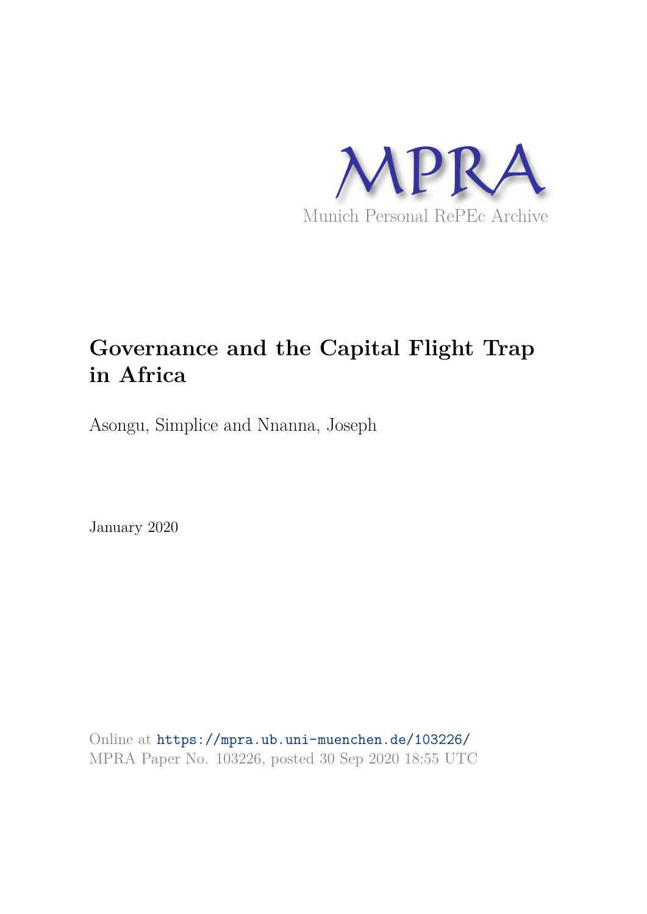MPRA

Munich Personal RePEc Archive

# Governance and the Capital Flight Trap in Africa

Asongu, Simplice and Nnanna, Joseph

January 2020

Online at https://mpra.ub.uni-muenchen.de/103226/
MPRA Paper No. 103226, posted 30 Sep 2020 18:55 UTC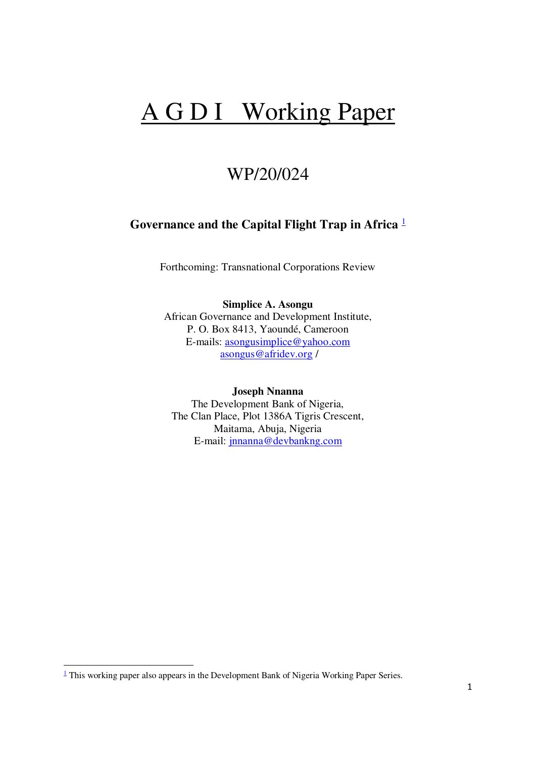# A G D I   Working Paper

## WP/20/024

**Governance and the Capital Flight Trap in Africa** [1]

Forthcoming: Transnational Corporations Review

**Simplice A. Asongu**
African Governance and Development Institute,
P. O. Box 8413, Yaoundé, Cameroon
E-mails: asongusimplice@yahoo.com
asongus@afridev.org /

**Joseph Nnanna**
The Development Bank of Nigeria,
The Clan Place, Plot 1386A Tigris Crescent,
Maitama, Abuja, Nigeria
E-mail: jnnanna@devbankng.com

---

[1] This working paper also appears in the Development Bank of Nigeria Working Paper Series.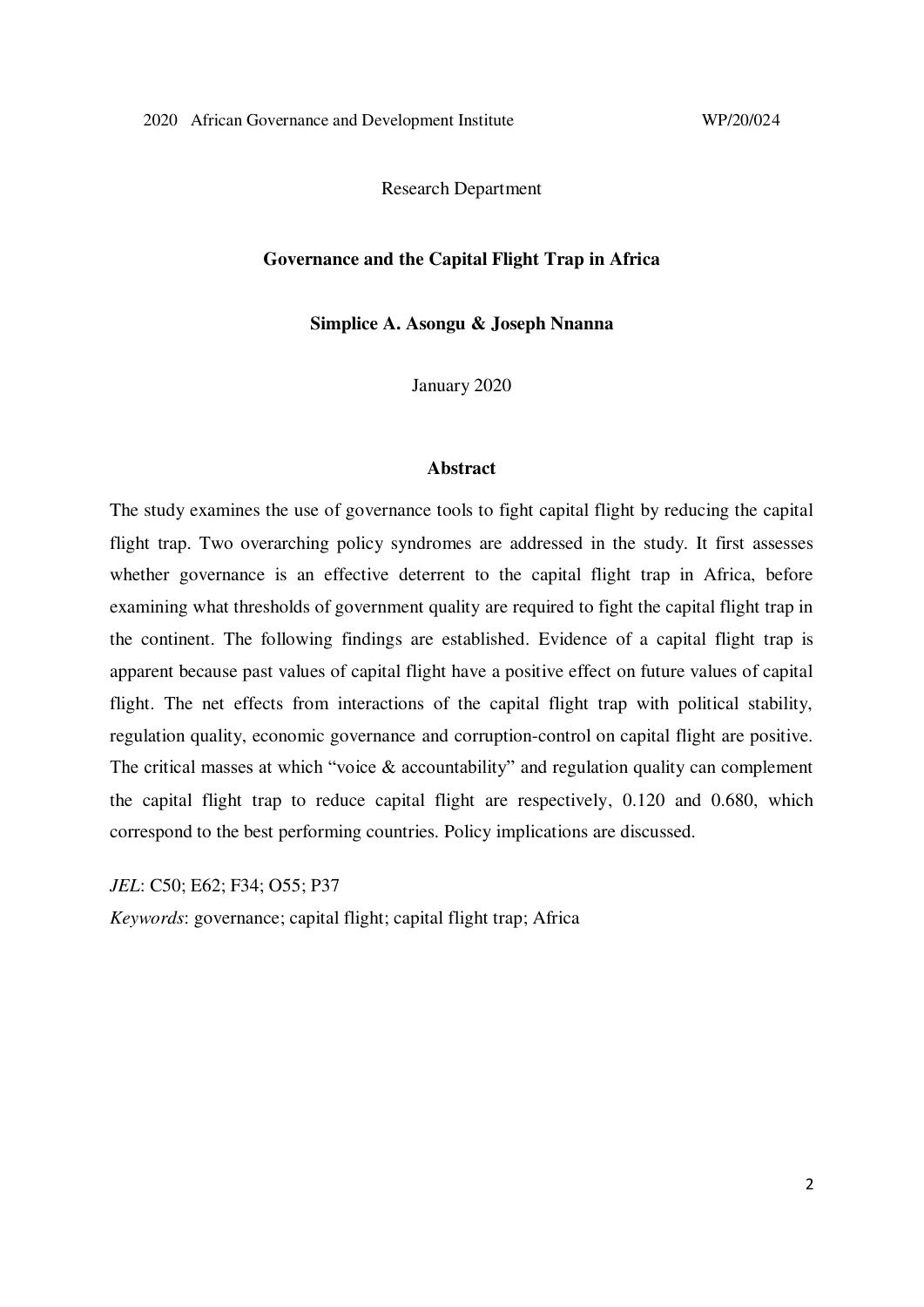2020 African Governance and Development Institute WP/20/024

Research Department

**Governance and the Capital Flight Trap in Africa**

**Simplice A. Asongu & Joseph Nnanna**

January 2020

**Abstract**

The study examines the use of governance tools to fight capital flight by reducing the capital flight trap. Two overarching policy syndromes are addressed in the study. It first assesses whether governance is an effective deterrent to the capital flight trap in Africa, before examining what thresholds of government quality are required to fight the capital flight trap in the continent. The following findings are established. Evidence of a capital flight trap is apparent because past values of capital flight have a positive effect on future values of capital flight. The net effects from interactions of the capital flight trap with political stability, regulation quality, economic governance and corruption-control on capital flight are positive. The critical masses at which "voice & accountability" and regulation quality can complement the capital flight trap to reduce capital flight are respectively, 0.120 and 0.680, which correspond to the best performing countries. Policy implications are discussed.

*JEL*: C50; E62; F34; O55; P37

*Keywords*: governance; capital flight; capital flight trap; Africa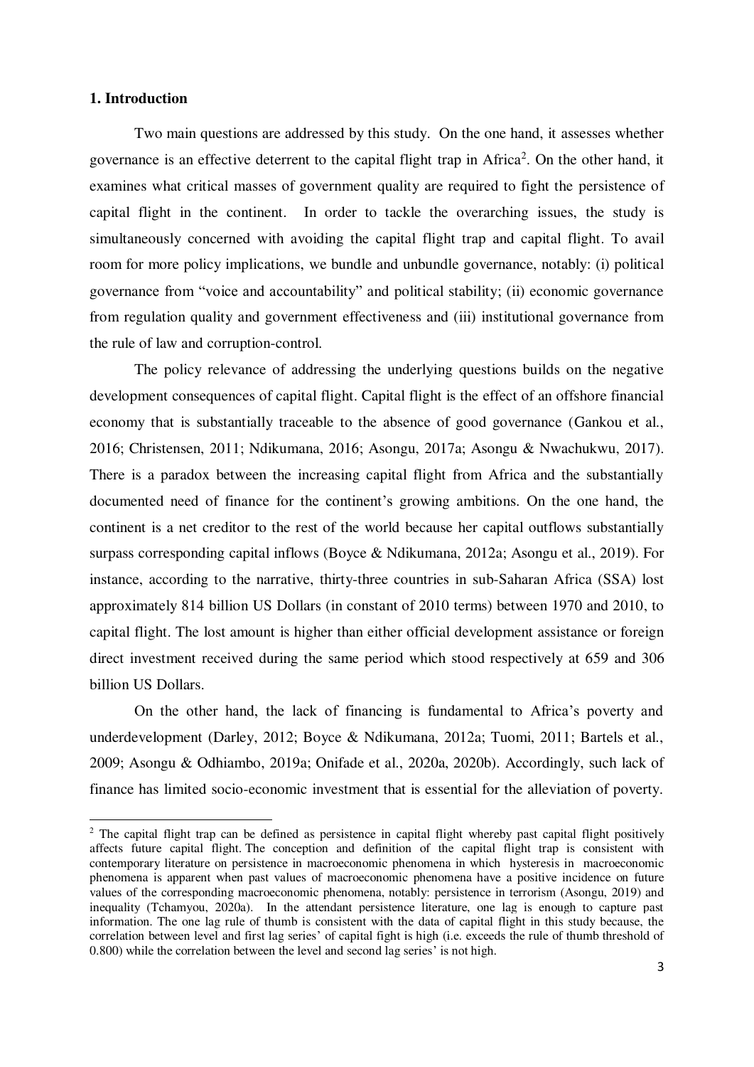## 1. Introduction

Two main questions are addressed by this study. On the one hand, it assesses whether governance is an effective deterrent to the capital flight trap in Africa[2]. On the other hand, it examines what critical masses of government quality are required to fight the persistence of capital flight in the continent. In order to tackle the overarching issues, the study is simultaneously concerned with avoiding the capital flight trap and capital flight. To avail room for more policy implications, we bundle and unbundle governance, notably: (i) political governance from "voice and accountability" and political stability; (ii) economic governance from regulation quality and government effectiveness and (iii) institutional governance from the rule of law and corruption-control.

The policy relevance of addressing the underlying questions builds on the negative development consequences of capital flight. Capital flight is the effect of an offshore financial economy that is substantially traceable to the absence of good governance (Gankou et al., 2016; Christensen, 2011; Ndikumana, 2016; Asongu, 2017a; Asongu & Nwachukwu, 2017). There is a paradox between the increasing capital flight from Africa and the substantially documented need of finance for the continent's growing ambitions. On the one hand, the continent is a net creditor to the rest of the world because her capital outflows substantially surpass corresponding capital inflows (Boyce & Ndikumana, 2012a; Asongu et al., 2019). For instance, according to the narrative, thirty-three countries in sub-Saharan Africa (SSA) lost approximately 814 billion US Dollars (in constant of 2010 terms) between 1970 and 2010, to capital flight. The lost amount is higher than either official development assistance or foreign direct investment received during the same period which stood respectively at 659 and 306 billion US Dollars.

On the other hand, the lack of financing is fundamental to Africa's poverty and underdevelopment (Darley, 2012; Boyce & Ndikumana, 2012a; Tuomi, 2011; Bartels et al., 2009; Asongu & Odhiambo, 2019a; Onifade et al., 2020a, 2020b). Accordingly, such lack of finance has limited socio-economic investment that is essential for the alleviation of poverty.

---

[2] The capital flight trap can be defined as persistence in capital flight whereby past capital flight positively affects future capital flight. The conception and definition of the capital flight trap is consistent with contemporary literature on persistence in macroeconomic phenomena in which hysteresis in macroeconomic phenomena is apparent when past values of macroeconomic phenomena have a positive incidence on future values of the corresponding macroeconomic phenomena, notably: persistence in terrorism (Asongu, 2019) and inequality (Tchamyou, 2020a). In the attendant persistence literature, one lag is enough to capture past information. The one lag rule of thumb is consistent with the data of capital flight in this study because, the correlation between level and first lag series' of capital fight is high (i.e. exceeds the rule of thumb threshold of 0.800) while the correlation between the level and second lag series' is not high.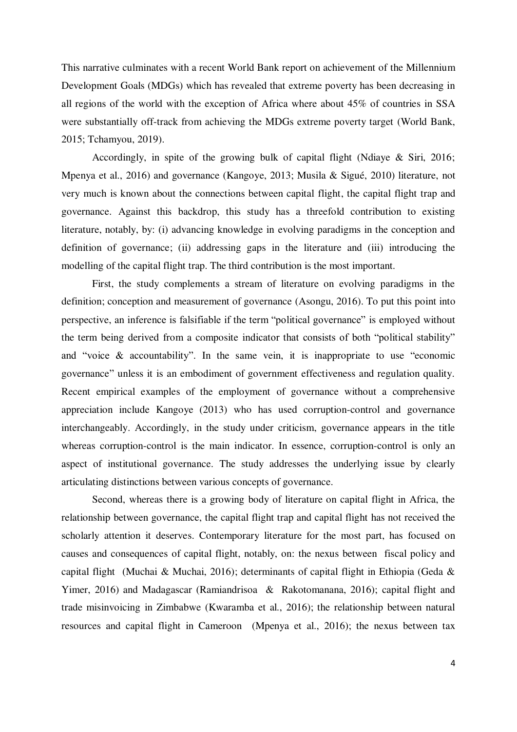This narrative culminates with a recent World Bank report on achievement of the Millennium Development Goals (MDGs) which has revealed that extreme poverty has been decreasing in all regions of the world with the exception of Africa where about 45% of countries in SSA were substantially off-track from achieving the MDGs extreme poverty target (World Bank, 2015; Tchamyou, 2019).

Accordingly, in spite of the growing bulk of capital flight (Ndiaye & Siri, 2016; Mpenya et al., 2016) and governance (Kangoye, 2013; Musila & Sigué, 2010) literature, not very much is known about the connections between capital flight, the capital flight trap and governance. Against this backdrop, this study has a threefold contribution to existing literature, notably, by: (i) advancing knowledge in evolving paradigms in the conception and definition of governance; (ii) addressing gaps in the literature and (iii) introducing the modelling of the capital flight trap. The third contribution is the most important.

First, the study complements a stream of literature on evolving paradigms in the definition; conception and measurement of governance (Asongu, 2016). To put this point into perspective, an inference is falsifiable if the term "political governance" is employed without the term being derived from a composite indicator that consists of both "political stability" and "voice & accountability". In the same vein, it is inappropriate to use "economic governance" unless it is an embodiment of government effectiveness and regulation quality. Recent empirical examples of the employment of governance without a comprehensive appreciation include Kangoye (2013) who has used corruption-control and governance interchangeably. Accordingly, in the study under criticism, governance appears in the title whereas corruption-control is the main indicator. In essence, corruption-control is only an aspect of institutional governance. The study addresses the underlying issue by clearly articulating distinctions between various concepts of governance.

Second, whereas there is a growing body of literature on capital flight in Africa, the relationship between governance, the capital flight trap and capital flight has not received the scholarly attention it deserves. Contemporary literature for the most part, has focused on causes and consequences of capital flight, notably, on: the nexus between fiscal policy and capital flight (Muchai & Muchai, 2016); determinants of capital flight in Ethiopia (Geda & Yimer, 2016) and Madagascar (Ramiandrisoa & Rakotomanana, 2016); capital flight and trade misinvoicing in Zimbabwe (Kwaramba et al., 2016); the relationship between natural resources and capital flight in Cameroon (Mpenya et al., 2016); the nexus between tax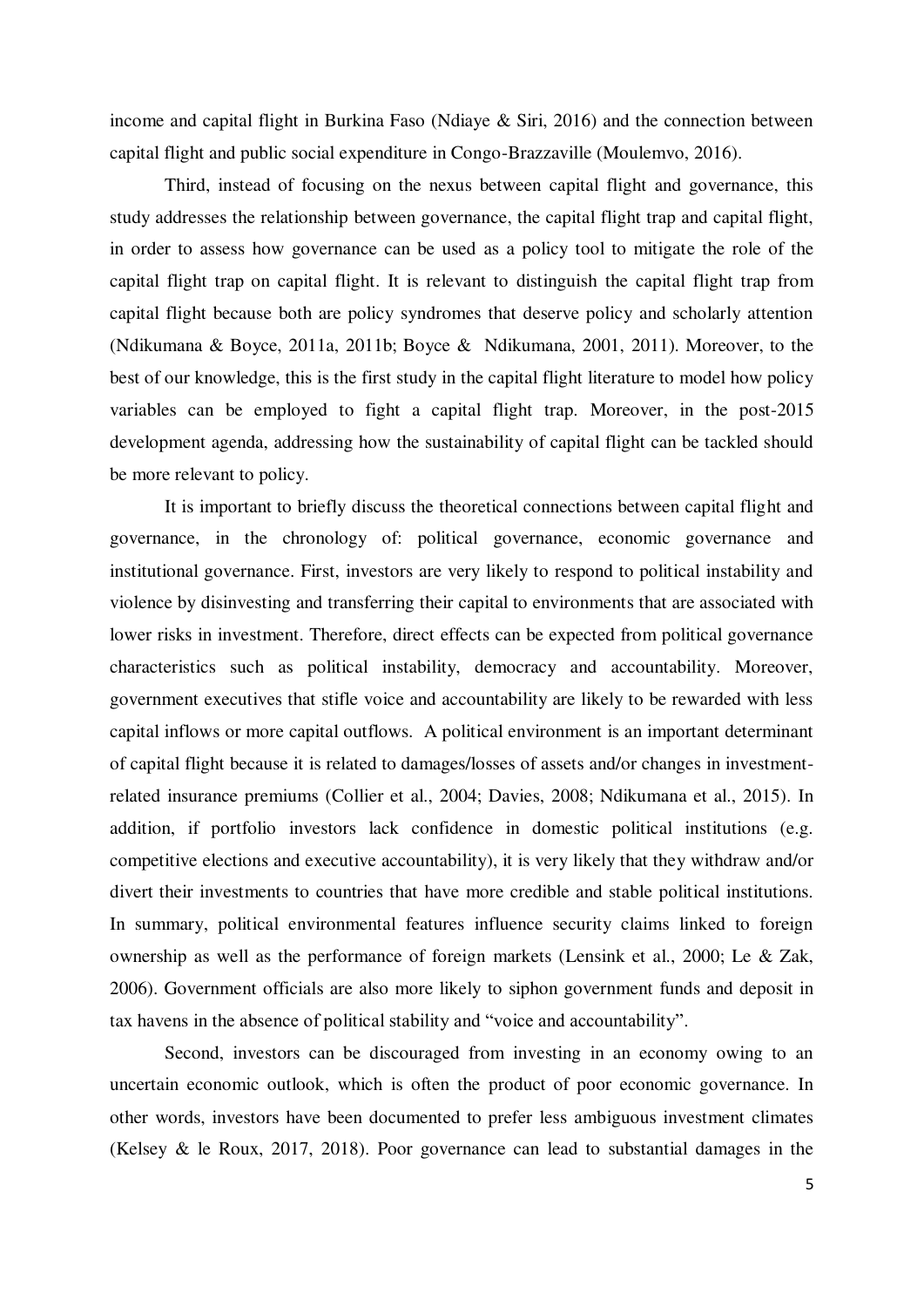income and capital flight in Burkina Faso (Ndiaye & Siri, 2016) and the connection between capital flight and public social expenditure in Congo-Brazzaville (Moulemvo, 2016).

Third, instead of focusing on the nexus between capital flight and governance, this study addresses the relationship between governance, the capital flight trap and capital flight, in order to assess how governance can be used as a policy tool to mitigate the role of the capital flight trap on capital flight. It is relevant to distinguish the capital flight trap from capital flight because both are policy syndromes that deserve policy and scholarly attention (Ndikumana & Boyce, 2011a, 2011b; Boyce & Ndikumana, 2001, 2011). Moreover, to the best of our knowledge, this is the first study in the capital flight literature to model how policy variables can be employed to fight a capital flight trap. Moreover, in the post-2015 development agenda, addressing how the sustainability of capital flight can be tackled should be more relevant to policy.

It is important to briefly discuss the theoretical connections between capital flight and governance, in the chronology of: political governance, economic governance and institutional governance. First, investors are very likely to respond to political instability and violence by disinvesting and transferring their capital to environments that are associated with lower risks in investment. Therefore, direct effects can be expected from political governance characteristics such as political instability, democracy and accountability. Moreover, government executives that stifle voice and accountability are likely to be rewarded with less capital inflows or more capital outflows. A political environment is an important determinant of capital flight because it is related to damages/losses of assets and/or changes in investment-related insurance premiums (Collier et al., 2004; Davies, 2008; Ndikumana et al., 2015). In addition, if portfolio investors lack confidence in domestic political institutions (e.g. competitive elections and executive accountability), it is very likely that they withdraw and/or divert their investments to countries that have more credible and stable political institutions. In summary, political environmental features influence security claims linked to foreign ownership as well as the performance of foreign markets (Lensink et al., 2000; Le & Zak, 2006). Government officials are also more likely to siphon government funds and deposit in tax havens in the absence of political stability and "voice and accountability".

Second, investors can be discouraged from investing in an economy owing to an uncertain economic outlook, which is often the product of poor economic governance. In other words, investors have been documented to prefer less ambiguous investment climates (Kelsey & le Roux, 2017, 2018). Poor governance can lead to substantial damages in the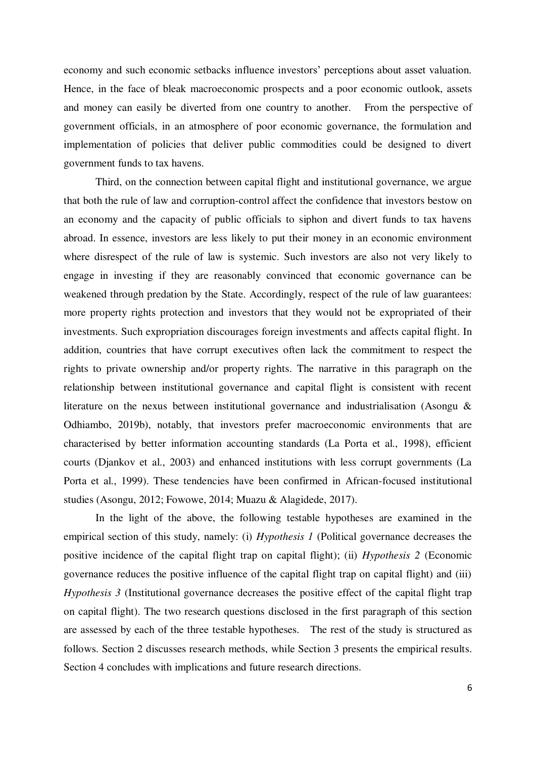economy and such economic setbacks influence investors' perceptions about asset valuation. Hence, in the face of bleak macroeconomic prospects and a poor economic outlook, assets and money can easily be diverted from one country to another. From the perspective of government officials, in an atmosphere of poor economic governance, the formulation and implementation of policies that deliver public commodities could be designed to divert government funds to tax havens.

Third, on the connection between capital flight and institutional governance, we argue that both the rule of law and corruption-control affect the confidence that investors bestow on an economy and the capacity of public officials to siphon and divert funds to tax havens abroad. In essence, investors are less likely to put their money in an economic environment where disrespect of the rule of law is systemic. Such investors are also not very likely to engage in investing if they are reasonably convinced that economic governance can be weakened through predation by the State. Accordingly, respect of the rule of law guarantees: more property rights protection and investors that they would not be expropriated of their investments. Such expropriation discourages foreign investments and affects capital flight. In addition, countries that have corrupt executives often lack the commitment to respect the rights to private ownership and/or property rights. The narrative in this paragraph on the relationship between institutional governance and capital flight is consistent with recent literature on the nexus between institutional governance and industrialisation (Asongu & Odhiambo, 2019b), notably, that investors prefer macroeconomic environments that are characterised by better information accounting standards (La Porta et al., 1998), efficient courts (Djankov et al., 2003) and enhanced institutions with less corrupt governments (La Porta et al., 1999). These tendencies have been confirmed in African-focused institutional studies (Asongu, 2012; Fowowe, 2014; Muazu & Alagidede, 2017).

In the light of the above, the following testable hypotheses are examined in the empirical section of this study, namely: (i) *Hypothesis 1* (Political governance decreases the positive incidence of the capital flight trap on capital flight); (ii) *Hypothesis 2* (Economic governance reduces the positive influence of the capital flight trap on capital flight) and (iii) *Hypothesis 3* (Institutional governance decreases the positive effect of the capital flight trap on capital flight). The two research questions disclosed in the first paragraph of this section are assessed by each of the three testable hypotheses. The rest of the study is structured as follows. Section 2 discusses research methods, while Section 3 presents the empirical results. Section 4 concludes with implications and future research directions.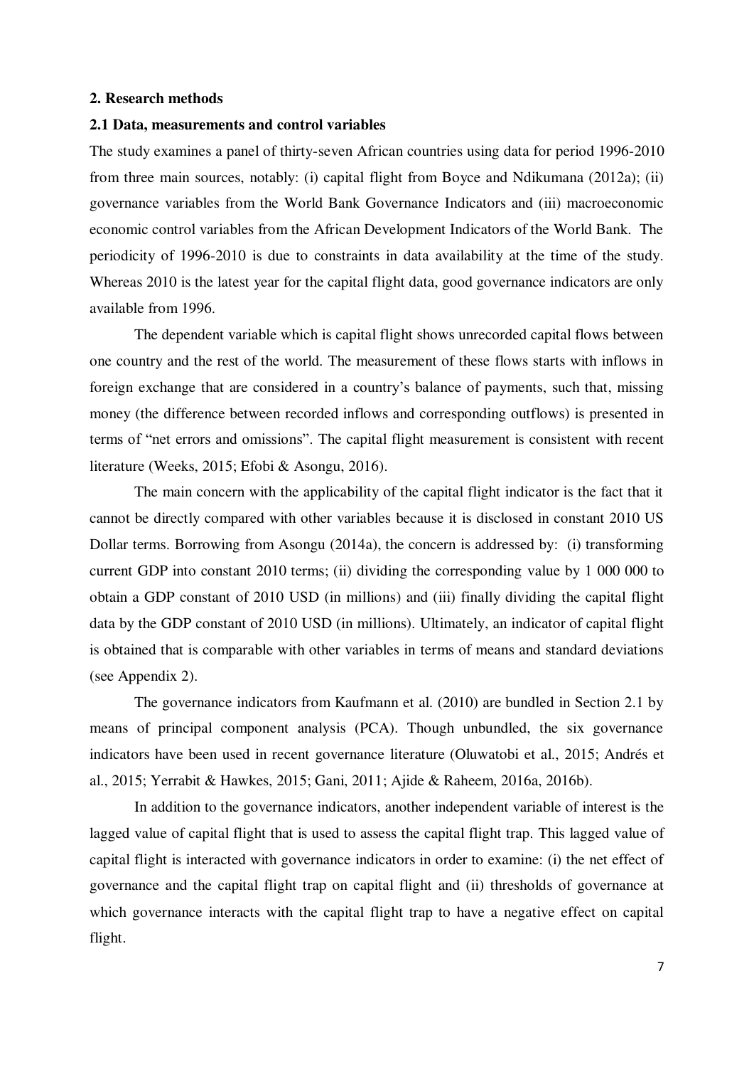## 2. Research methods

### 2.1 Data, measurements and control variables

The study examines a panel of thirty-seven African countries using data for period 1996-2010 from three main sources, notably: (i) capital flight from Boyce and Ndikumana (2012a); (ii) governance variables from the World Bank Governance Indicators and (iii) macroeconomic economic control variables from the African Development Indicators of the World Bank. The periodicity of 1996-2010 is due to constraints in data availability at the time of the study. Whereas 2010 is the latest year for the capital flight data, good governance indicators are only available from 1996.

The dependent variable which is capital flight shows unrecorded capital flows between one country and the rest of the world. The measurement of these flows starts with inflows in foreign exchange that are considered in a country's balance of payments, such that, missing money (the difference between recorded inflows and corresponding outflows) is presented in terms of "net errors and omissions". The capital flight measurement is consistent with recent literature (Weeks, 2015; Efobi & Asongu, 2016).

The main concern with the applicability of the capital flight indicator is the fact that it cannot be directly compared with other variables because it is disclosed in constant 2010 US Dollar terms. Borrowing from Asongu (2014a), the concern is addressed by: (i) transforming current GDP into constant 2010 terms; (ii) dividing the corresponding value by 1 000 000 to obtain a GDP constant of 2010 USD (in millions) and (iii) finally dividing the capital flight data by the GDP constant of 2010 USD (in millions). Ultimately, an indicator of capital flight is obtained that is comparable with other variables in terms of means and standard deviations (see Appendix 2).

The governance indicators from Kaufmann et al. (2010) are bundled in Section 2.1 by means of principal component analysis (PCA). Though unbundled, the six governance indicators have been used in recent governance literature (Oluwatobi et al., 2015; Andrés et al., 2015; Yerrabit & Hawkes, 2015; Gani, 2011; Ajide & Raheem, 2016a, 2016b).

In addition to the governance indicators, another independent variable of interest is the lagged value of capital flight that is used to assess the capital flight trap. This lagged value of capital flight is interacted with governance indicators in order to examine: (i) the net effect of governance and the capital flight trap on capital flight and (ii) thresholds of governance at which governance interacts with the capital flight trap to have a negative effect on capital flight.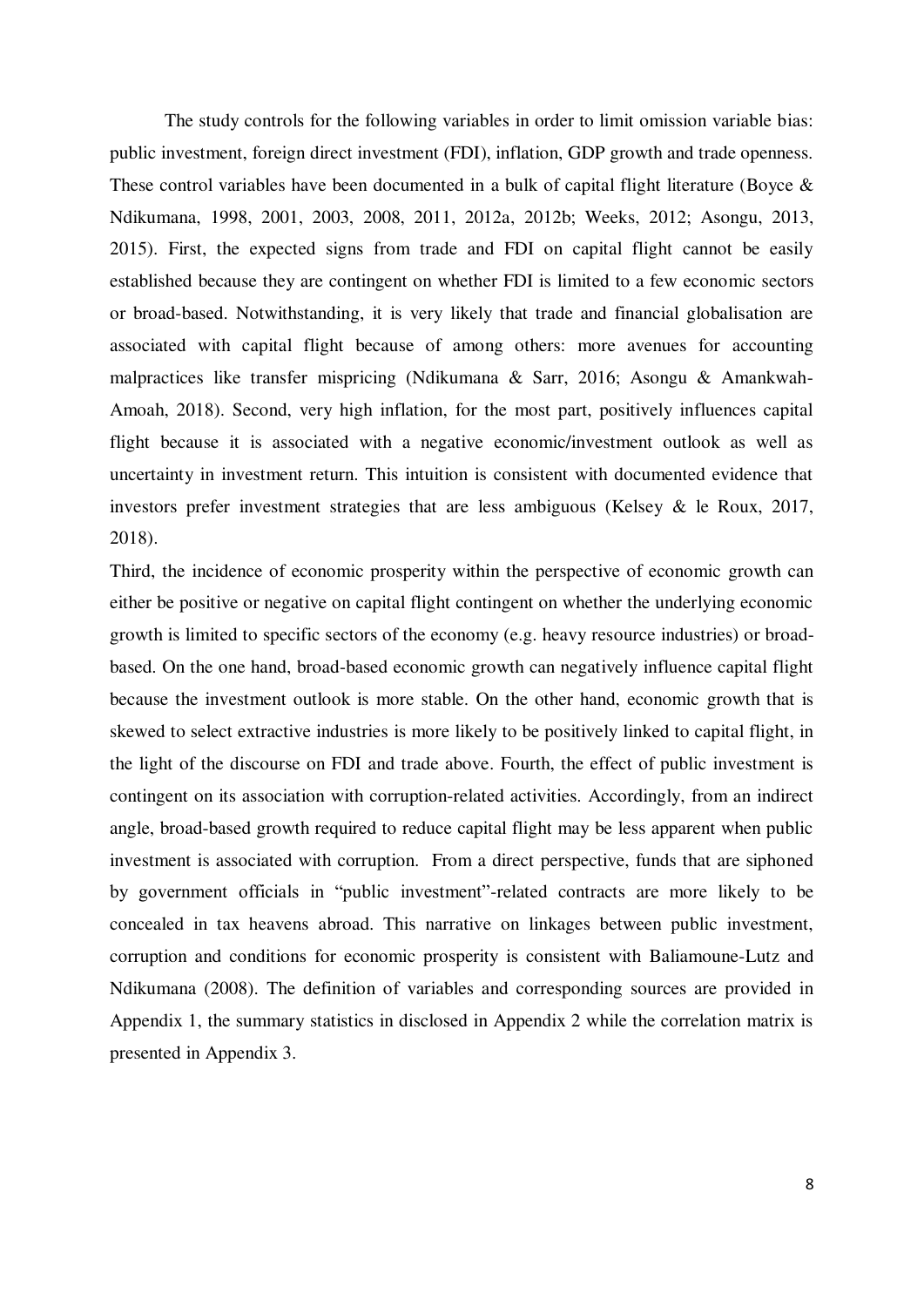The study controls for the following variables in order to limit omission variable bias: public investment, foreign direct investment (FDI), inflation, GDP growth and trade openness. These control variables have been documented in a bulk of capital flight literature (Boyce & Ndikumana, 1998, 2001, 2003, 2008, 2011, 2012a, 2012b; Weeks, 2012; Asongu, 2013, 2015). First, the expected signs from trade and FDI on capital flight cannot be easily established because they are contingent on whether FDI is limited to a few economic sectors or broad-based. Notwithstanding, it is very likely that trade and financial globalisation are associated with capital flight because of among others: more avenues for accounting malpractices like transfer mispricing (Ndikumana & Sarr, 2016; Asongu & Amankwah-Amoah, 2018). Second, very high inflation, for the most part, positively influences capital flight because it is associated with a negative economic/investment outlook as well as uncertainty in investment return. This intuition is consistent with documented evidence that investors prefer investment strategies that are less ambiguous (Kelsey & le Roux, 2017, 2018).

Third, the incidence of economic prosperity within the perspective of economic growth can either be positive or negative on capital flight contingent on whether the underlying economic growth is limited to specific sectors of the economy (e.g. heavy resource industries) or broad-based. On the one hand, broad-based economic growth can negatively influence capital flight because the investment outlook is more stable. On the other hand, economic growth that is skewed to select extractive industries is more likely to be positively linked to capital flight, in the light of the discourse on FDI and trade above. Fourth, the effect of public investment is contingent on its association with corruption-related activities. Accordingly, from an indirect angle, broad-based growth required to reduce capital flight may be less apparent when public investment is associated with corruption. From a direct perspective, funds that are siphoned by government officials in "public investment"-related contracts are more likely to be concealed in tax heavens abroad. This narrative on linkages between public investment, corruption and conditions for economic prosperity is consistent with Baliamoune-Lutz and Ndikumana (2008). The definition of variables and corresponding sources are provided in Appendix 1, the summary statistics in disclosed in Appendix 2 while the correlation matrix is presented in Appendix 3.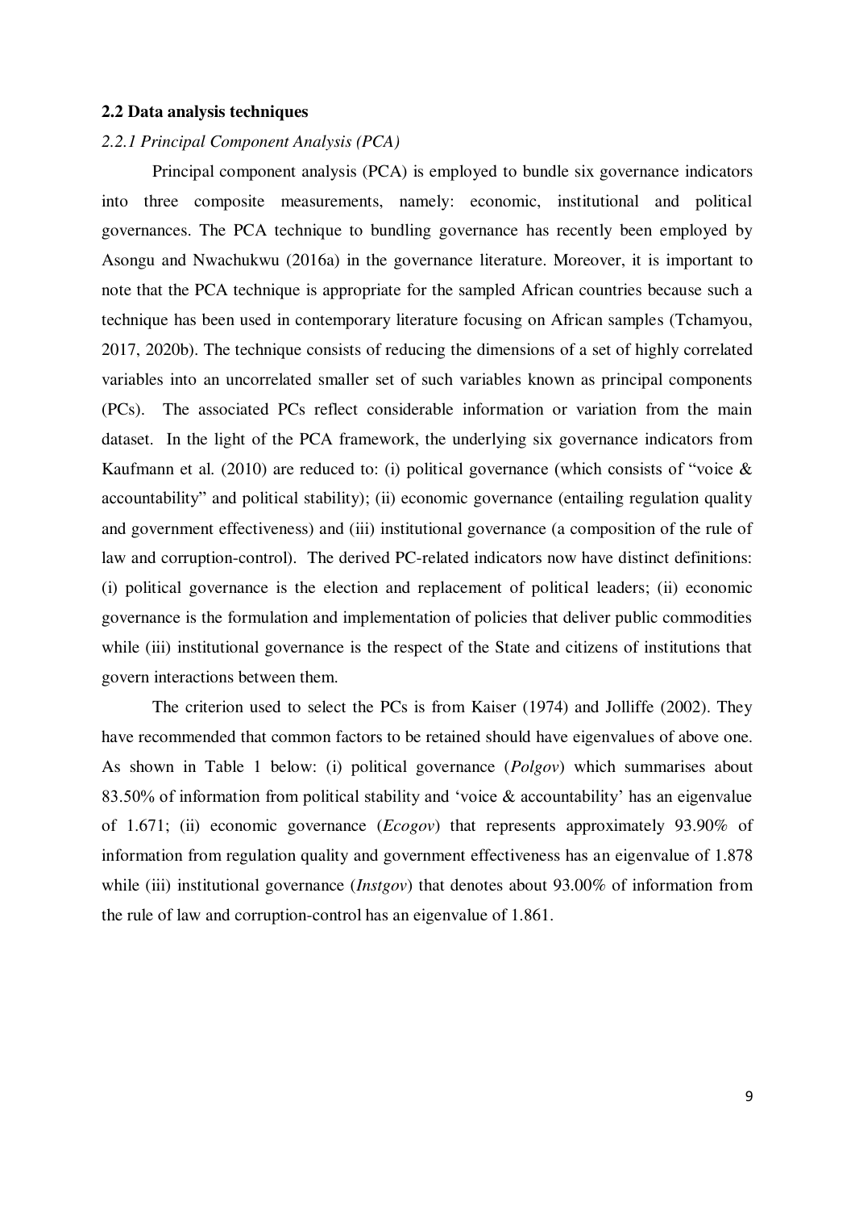## 2.2 Data analysis techniques

### *2.2.1 Principal Component Analysis (PCA)*

Principal component analysis (PCA) is employed to bundle six governance indicators into three composite measurements, namely: economic, institutional and political governances. The PCA technique to bundling governance has recently been employed by Asongu and Nwachukwu (2016a) in the governance literature. Moreover, it is important to note that the PCA technique is appropriate for the sampled African countries because such a technique has been used in contemporary literature focusing on African samples (Tchamyou, 2017, 2020b). The technique consists of reducing the dimensions of a set of highly correlated variables into an uncorrelated smaller set of such variables known as principal components (PCs). The associated PCs reflect considerable information or variation from the main dataset. In the light of the PCA framework, the underlying six governance indicators from Kaufmann et al. (2010) are reduced to: (i) political governance (which consists of "voice & accountability" and political stability); (ii) economic governance (entailing regulation quality and government effectiveness) and (iii) institutional governance (a composition of the rule of law and corruption-control). The derived PC-related indicators now have distinct definitions: (i) political governance is the election and replacement of political leaders; (ii) economic governance is the formulation and implementation of policies that deliver public commodities while (iii) institutional governance is the respect of the State and citizens of institutions that govern interactions between them.

The criterion used to select the PCs is from Kaiser (1974) and Jolliffe (2002). They have recommended that common factors to be retained should have eigenvalues of above one. As shown in Table 1 below: (i) political governance (*Polgov*) which summarises about 83.50% of information from political stability and 'voice & accountability' has an eigenvalue of 1.671; (ii) economic governance (*Ecogov*) that represents approximately 93.90% of information from regulation quality and government effectiveness has an eigenvalue of 1.878 while (iii) institutional governance (*Instgov*) that denotes about 93.00% of information from the rule of law and corruption-control has an eigenvalue of 1.861.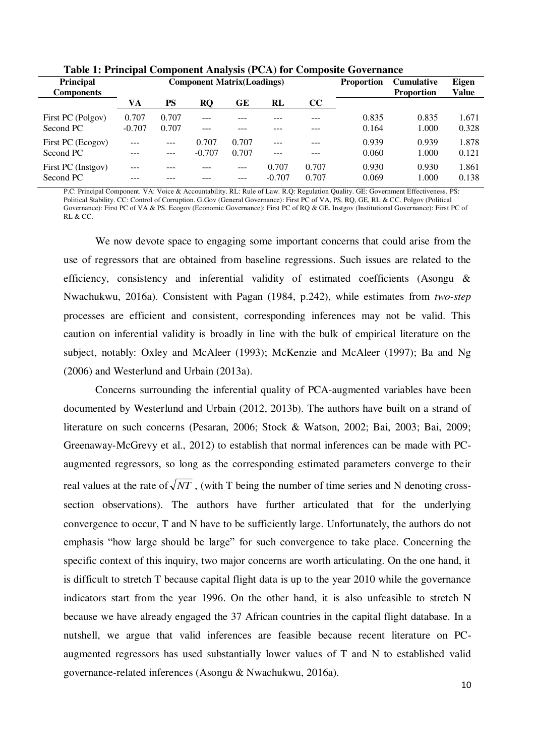**Table 1: Principal Component Analysis (PCA) for Composite Governance**

| Principal Components | Component Matrix(Loadings) | | | | | | Proportion | Cumulative Proportion | Eigen Value |
|---|---|---|---|---|---|---|---|---|---|
| | VA | PS | RQ | GE | RL | CC | | | |
| First PC (Polgov) | 0.707 | 0.707 | --- | --- | --- | --- | 0.835 | 0.835 | 1.671 |
| Second PC | -0.707 | 0.707 | --- | --- | --- | --- | 0.164 | 1.000 | 0.328 |
| First PC (Ecogov) | --- | --- | 0.707 | 0.707 | --- | --- | 0.939 | 0.939 | 1.878 |
| Second PC | --- | --- | -0.707 | 0.707 | --- | --- | 0.060 | 1.000 | 0.121 |
| First PC (Instgov) | --- | --- | --- | --- | 0.707 | 0.707 | 0.930 | 0.930 | 1.861 |
| Second PC | --- | --- | --- | --- | -0.707 | 0.707 | 0.069 | 1.000 | 0.138 |

P.C: Principal Component. VA: Voice & Accountability. RL: Rule of Law. R.Q: Regulation Quality. GE: Government Effectiveness. PS: Political Stability. CC: Control of Corruption. G.Gov (General Governance): First PC of VA, PS, RQ, GE, RL & CC. Polgov (Political Governance): First PC of VA & PS. Ecogov (Economic Governance): First PC of RQ & GE. Instgov (Institutional Governance): First PC of RL & CC.

We now devote space to engaging some important concerns that could arise from the use of regressors that are obtained from baseline regressions. Such issues are related to the efficiency, consistency and inferential validity of estimated coefficients (Asongu & Nwachukwu, 2016a). Consistent with Pagan (1984, p.242), while estimates from *two-step* processes are efficient and consistent, corresponding inferences may not be valid. This caution on inferential validity is broadly in line with the bulk of empirical literature on the subject, notably: Oxley and McAleer (1993); McKenzie and McAleer (1997); Ba and Ng (2006) and Westerlund and Urbain (2013a).

Concerns surrounding the inferential quality of PCA-augmented variables have been documented by Westerlund and Urbain (2012, 2013b). The authors have built on a strand of literature on such concerns (Pesaran, 2006; Stock & Watson, 2002; Bai, 2003; Bai, 2009; Greenaway-McGrevy et al., 2012) to establish that normal inferences can be made with PC-augmented regressors, so long as the corresponding estimated parameters converge to their real values at the rate of $\sqrt{NT}$ , (with T being the number of time series and N denoting cross-section observations). The authors have further articulated that for the underlying convergence to occur, T and N have to be sufficiently large. Unfortunately, the authors do not emphasis "how large should be large" for such convergence to take place. Concerning the specific context of this inquiry, two major concerns are worth articulating. On the one hand, it is difficult to stretch T because capital flight data is up to the year 2010 while the governance indicators start from the year 1996. On the other hand, it is also unfeasible to stretch N because we have already engaged the 37 African countries in the capital flight database. In a nutshell, we argue that valid inferences are feasible because recent literature on PC-augmented regressors has used substantially lower values of T and N to established valid governance-related inferences (Asongu & Nwachukwu, 2016a).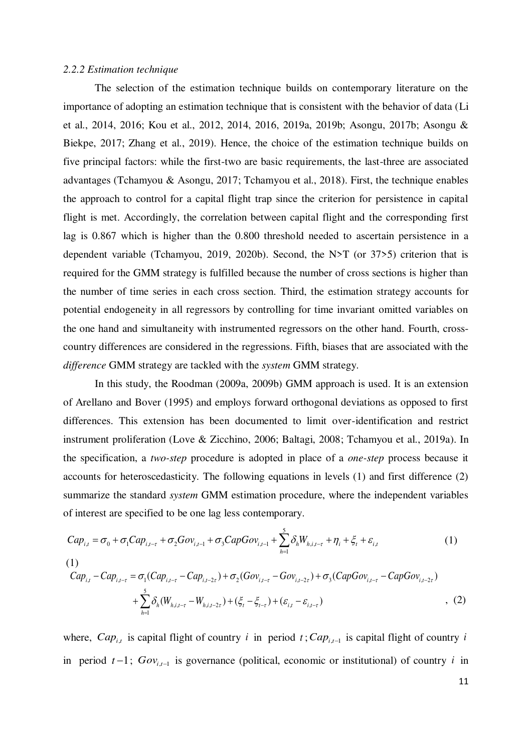*2.2.2 Estimation technique*

The selection of the estimation technique builds on contemporary literature on the importance of adopting an estimation technique that is consistent with the behavior of data (Li et al., 2014, 2016; Kou et al., 2012, 2014, 2016, 2019a, 2019b; Asongu, 2017b; Asongu & Biekpe, 2017; Zhang et al., 2019). Hence, the choice of the estimation technique builds on five principal factors: while the first-two are basic requirements, the last-three are associated advantages (Tchamyou & Asongu, 2017; Tchamyou et al., 2018). First, the technique enables the approach to control for a capital flight trap since the criterion for persistence in capital flight is met. Accordingly, the correlation between capital flight and the corresponding first lag is 0.867 which is higher than the 0.800 threshold needed to ascertain persistence in a dependent variable (Tchamyou, 2019, 2020b). Second, the N>T (or 37>5) criterion that is required for the GMM strategy is fulfilled because the number of cross sections is higher than the number of time series in each cross section. Third, the estimation strategy accounts for potential endogeneity in all regressors by controlling for time invariant omitted variables on the one hand and simultaneity with instrumented regressors on the other hand. Fourth, cross-country differences are considered in the regressions. Fifth, biases that are associated with the *difference* GMM strategy are tackled with the *system* GMM strategy.

In this study, the Roodman (2009a, 2009b) GMM approach is used. It is an extension of Arellano and Bover (1995) and employs forward orthogonal deviations as opposed to first differences. This extension has been documented to limit over-identification and restrict instrument proliferation (Love & Zicchino, 2006; Baltagi, 2008; Tchamyou et al., 2019a). In the specification, a *two-step* procedure is adopted in place of a *one-step* process because it accounts for heteroscedasticity. The following equations in levels (1) and first difference (2) summarize the standard *system* GMM estimation procedure, where the independent variables of interest are specified to be one lag less contemporary.

$$Cap_{i,t} = \sigma_0 + \sigma_1 Cap_{i,t-\tau} + \sigma_2 Gov_{i,t-1} + \sigma_3 CapGov_{i,t-1} + \sum_{h=1}^{5} \delta_h W_{h,i,t-\tau} + \eta_i + \xi_t + \varepsilon_{i,t} \quad (1)$$

(1)

$$Cap_{i,t} - Cap_{i,t-\tau} = \sigma_1 (Cap_{i,t-\tau} - Cap_{i,t-2\tau}) + \sigma_2 (Gov_{i,t-\tau} - Gov_{i,t-2\tau}) + \sigma_3 (CapGov_{i,t-\tau} - CapGov_{i,t-2\tau}) + \sum_{h=1}^{5} \delta_h (W_{h,i,t-\tau} - W_{h,i,t-2\tau}) + (\xi_t - \xi_{t-\tau}) + (\varepsilon_{i,t} - \varepsilon_{i,t-\tau}) \quad , (2)$$

where, $Cap_{i,t}$ is capital flight of country $i$ in period $t$; $Cap_{i,t-1}$ is capital flight of country $i$ in period $t-1$; $Gov_{i,t-1}$ is governance (political, economic or institutional) of country $i$ in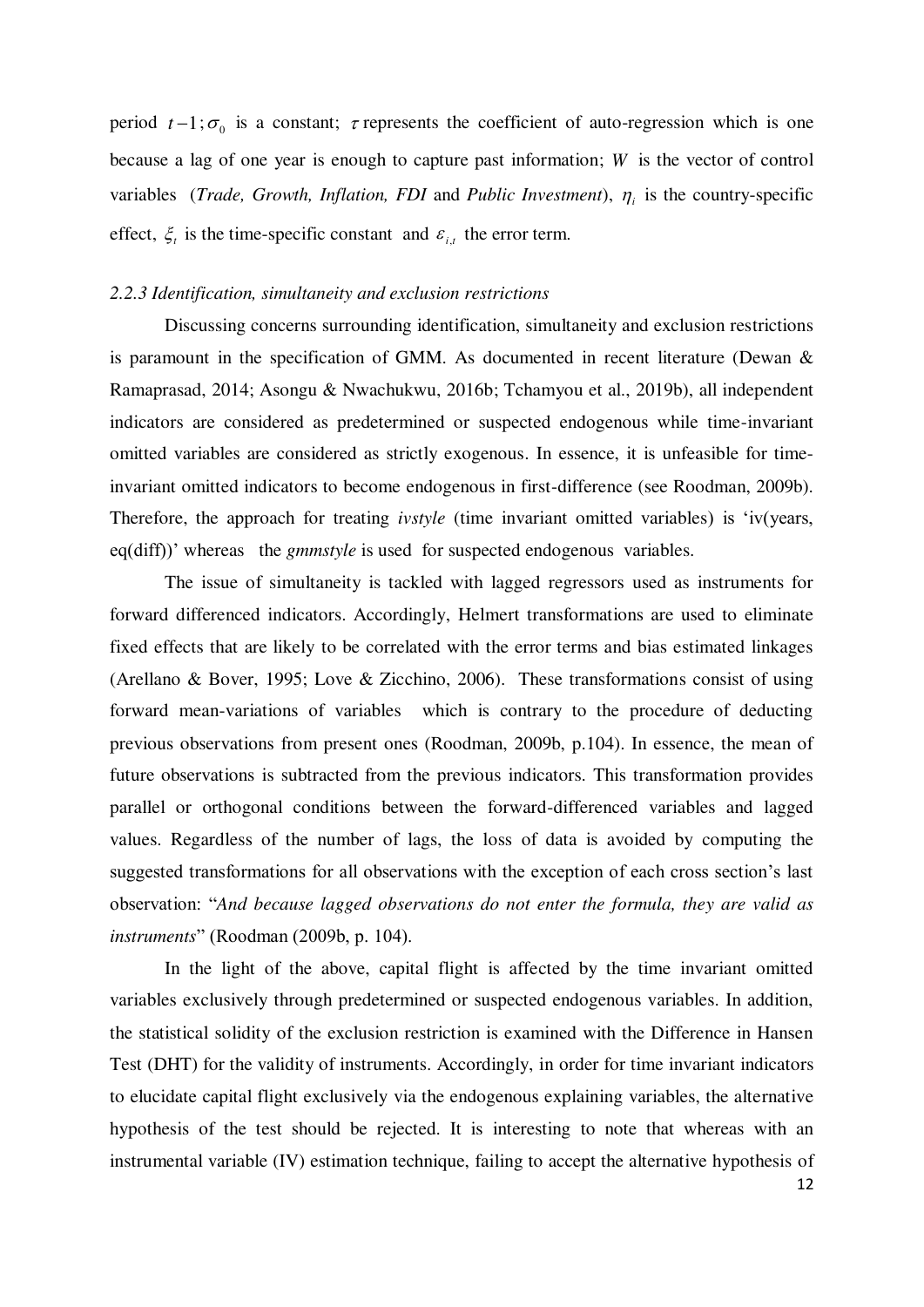period $t-1$; $\sigma_0$ is a constant; $\tau$ represents the coefficient of auto-regression which is one because a lag of one year is enough to capture past information; $W$ is the vector of control variables (*Trade, Growth, Inflation, FDI* and *Public Investment*), $\eta_i$ is the country-specific effect, $\xi_t$ is the time-specific constant and $\varepsilon_{i,t}$ the error term.

### *2.2.3 Identification, simultaneity and exclusion restrictions*

Discussing concerns surrounding identification, simultaneity and exclusion restrictions is paramount in the specification of GMM. As documented in recent literature (Dewan & Ramaprasad, 2014; Asongu & Nwachukwu, 2016b; Tchamyou et al., 2019b), all independent indicators are considered as predetermined or suspected endogenous while time-invariant omitted variables are considered as strictly exogenous. In essence, it is unfeasible for time-invariant omitted indicators to become endogenous in first-difference (see Roodman, 2009b). Therefore, the approach for treating *ivstyle* (time invariant omitted variables) is 'iv(years, eq(diff))' whereas the *gmmstyle* is used for suspected endogenous variables.

The issue of simultaneity is tackled with lagged regressors used as instruments for forward differenced indicators. Accordingly, Helmert transformations are used to eliminate fixed effects that are likely to be correlated with the error terms and bias estimated linkages (Arellano & Bover, 1995; Love & Zicchino, 2006). These transformations consist of using forward mean-variations of variables which is contrary to the procedure of deducting previous observations from present ones (Roodman, 2009b, p.104). In essence, the mean of future observations is subtracted from the previous indicators. This transformation provides parallel or orthogonal conditions between the forward-differenced variables and lagged values. Regardless of the number of lags, the loss of data is avoided by computing the suggested transformations for all observations with the exception of each cross section's last observation: "*And because lagged observations do not enter the formula, they are valid as instruments*" (Roodman (2009b, p. 104).

In the light of the above, capital flight is affected by the time invariant omitted variables exclusively through predetermined or suspected endogenous variables. In addition, the statistical solidity of the exclusion restriction is examined with the Difference in Hansen Test (DHT) for the validity of instruments. Accordingly, in order for time invariant indicators to elucidate capital flight exclusively via the endogenous explaining variables, the alternative hypothesis of the test should be rejected. It is interesting to note that whereas with an instrumental variable (IV) estimation technique, failing to accept the alternative hypothesis of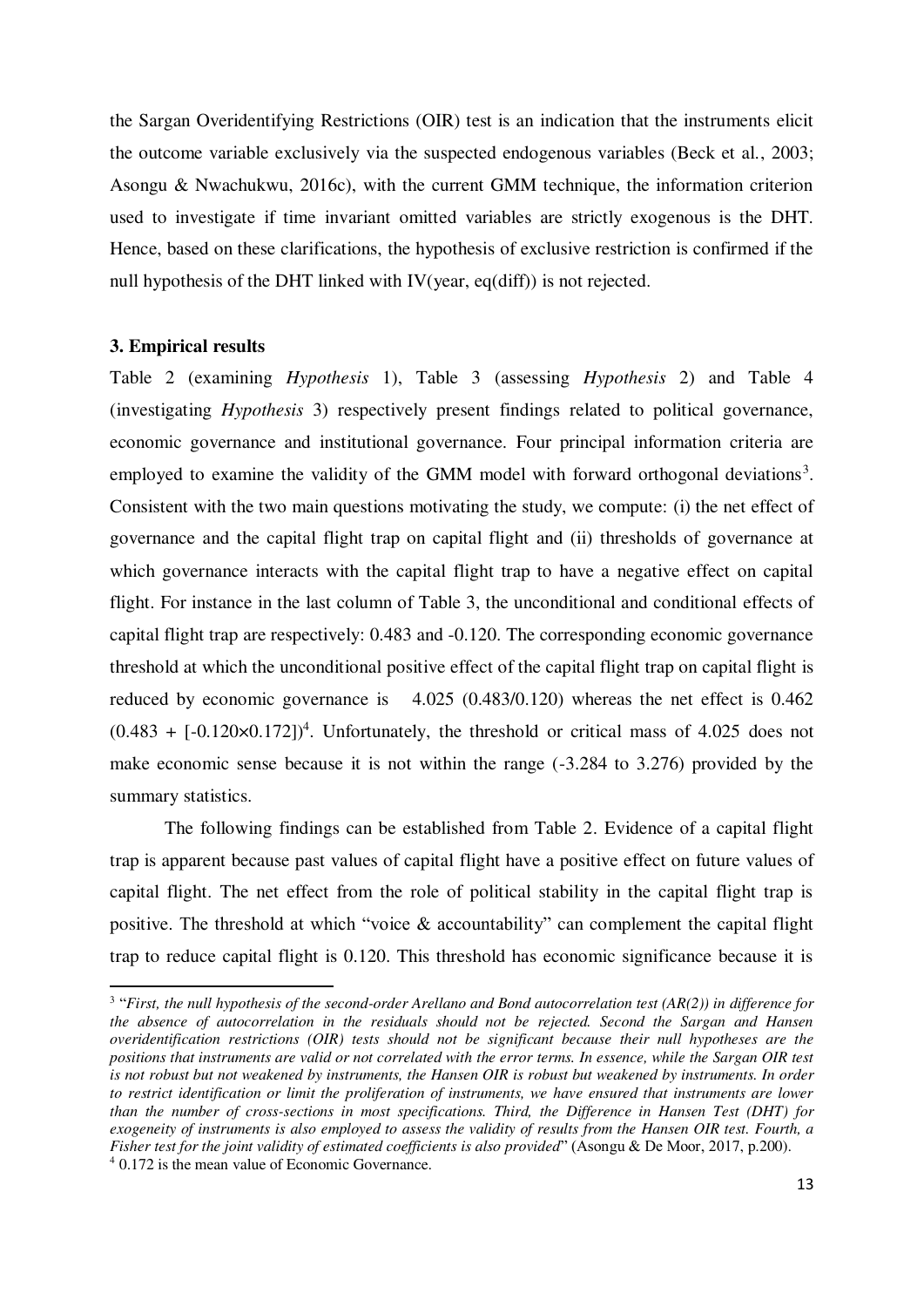the Sargan Overidentifying Restrictions (OIR) test is an indication that the instruments elicit the outcome variable exclusively via the suspected endogenous variables (Beck et al., 2003; Asongu & Nwachukwu, 2016c), with the current GMM technique, the information criterion used to investigate if time invariant omitted variables are strictly exogenous is the DHT. Hence, based on these clarifications, the hypothesis of exclusive restriction is confirmed if the null hypothesis of the DHT linked with IV(year, eq(diff)) is not rejected.

### 3. Empirical results

Table 2 (examining *Hypothesis* 1), Table 3 (assessing *Hypothesis* 2) and Table 4 (investigating *Hypothesis* 3) respectively present findings related to political governance, economic governance and institutional governance. Four principal information criteria are employed to examine the validity of the GMM model with forward orthogonal deviations[3]. Consistent with the two main questions motivating the study, we compute: (i) the net effect of governance and the capital flight trap on capital flight and (ii) thresholds of governance at which governance interacts with the capital flight trap to have a negative effect on capital flight. For instance in the last column of Table 3, the unconditional and conditional effects of capital flight trap are respectively: 0.483 and -0.120. The corresponding economic governance threshold at which the unconditional positive effect of the capital flight trap on capital flight is reduced by economic governance is 4.025 (0.483/0.120) whereas the net effect is 0.462 $(0.483 + [-0.120\times0.172])$[4]. Unfortunately, the threshold or critical mass of 4.025 does not make economic sense because it is not within the range (-3.284 to 3.276) provided by the summary statistics.

The following findings can be established from Table 2. Evidence of a capital flight trap is apparent because past values of capital flight have a positive effect on future values of capital flight. The net effect from the role of political stability in the capital flight trap is positive. The threshold at which "voice & accountability" can complement the capital flight trap to reduce capital flight is 0.120. This threshold has economic significance because it is

---

[3] "*First, the null hypothesis of the second-order Arellano and Bond autocorrelation test (AR(2)) in difference for the absence of autocorrelation in the residuals should not be rejected. Second the Sargan and Hansen overidentification restrictions (OIR) tests should not be significant because their null hypotheses are the positions that instruments are valid or not correlated with the error terms. In essence, while the Sargan OIR test is not robust but not weakened by instruments, the Hansen OIR is robust but weakened by instruments. In order to restrict identification or limit the proliferation of instruments, we have ensured that instruments are lower than the number of cross-sections in most specifications. Third, the Difference in Hansen Test (DHT) for exogeneity of instruments is also employed to assess the validity of results from the Hansen OIR test. Fourth, a Fisher test for the joint validity of estimated coefficients is also provided*" (Asongu & De Moor, 2017, p.200).

[4] 0.172 is the mean value of Economic Governance.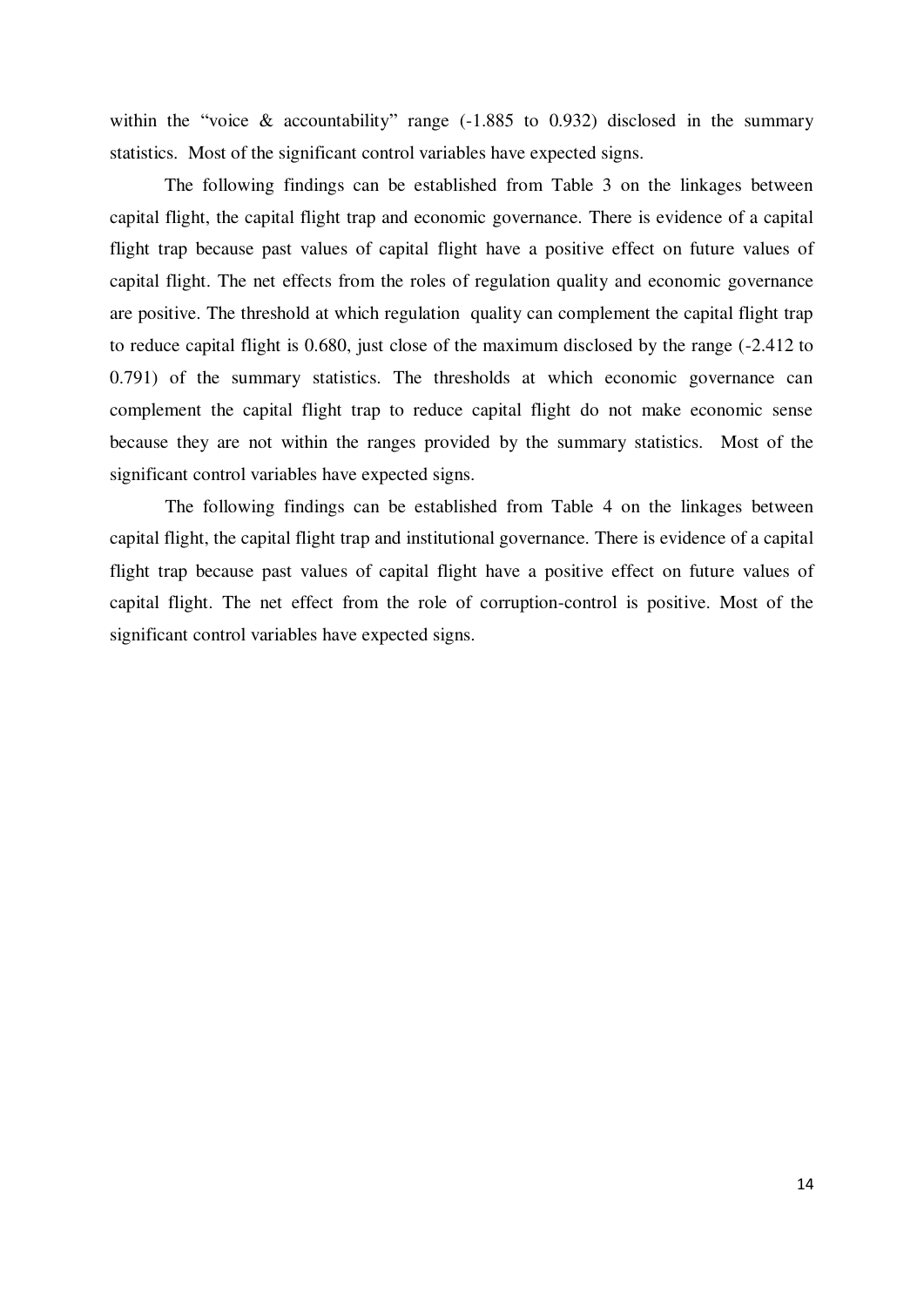within the "voice & accountability" range (-1.885 to 0.932) disclosed in the summary statistics. Most of the significant control variables have expected signs.

The following findings can be established from Table 3 on the linkages between capital flight, the capital flight trap and economic governance. There is evidence of a capital flight trap because past values of capital flight have a positive effect on future values of capital flight. The net effects from the roles of regulation quality and economic governance are positive. The threshold at which regulation quality can complement the capital flight trap to reduce capital flight is 0.680, just close of the maximum disclosed by the range (-2.412 to 0.791) of the summary statistics. The thresholds at which economic governance can complement the capital flight trap to reduce capital flight do not make economic sense because they are not within the ranges provided by the summary statistics. Most of the significant control variables have expected signs.

The following findings can be established from Table 4 on the linkages between capital flight, the capital flight trap and institutional governance. There is evidence of a capital flight trap because past values of capital flight have a positive effect on future values of capital flight. The net effect from the role of corruption-control is positive. Most of the significant control variables have expected signs.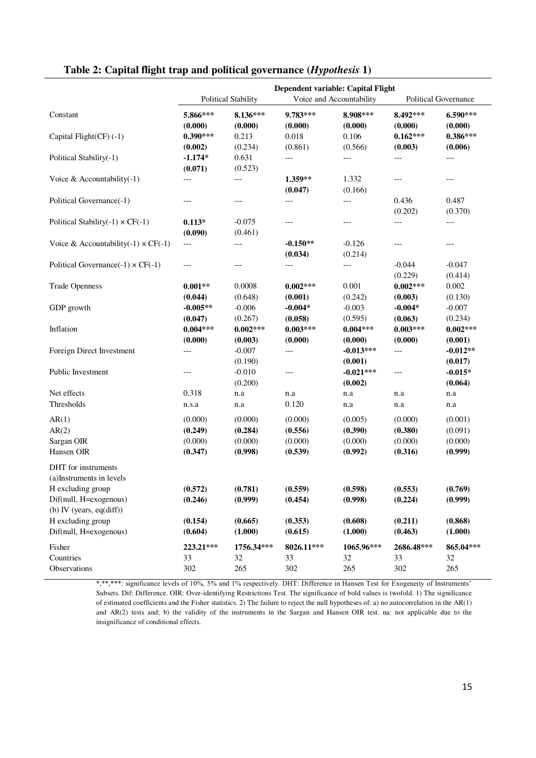### Table 2: Capital flight trap and political governance (*Hypothesis* 1)

| | Dependent variable: Capital Flight | | | | | |
|---|---|---|---|---|---|---|
| | Political Stability | | Voice and Accountability | | Political Governance | |
| Constant | **5.866*****<br>**(0.000)** | **8.136*****<br>**(0.000)** | **9.783*****<br>**(0.000)** | **8.908*****<br>**(0.000)** | **8.492*****<br>**(0.000)** | **6.590*****<br>**(0.000)** |
| Capital Flight(CF) (-1) | **0.390*****<br>**(0.002)** | 0.213<br>(0.234) | 0.018<br>(0.861) | 0.106<br>(0.566) | **0.162*****<br>**(0.003)** | **0.386*****<br>**(0.006)** |
| Political Stability(-1) | **-1.174***<br>**(0.071)** | 0.631<br>(0.523) | --- | --- | --- | --- |
| Voice & Accountability(-1) | --- | --- | **1.359****<br>**(0.047)** | 1.332<br>(0.166) | --- | --- |
| Political Governance(-1) | --- | --- | --- | --- | 0.436<br>(0.202) | 0.487<br>(0.370) |
| Political Stability(-1) × CF(-1) | **0.113***<br>**(0.090)** | -0.075<br>(0.461) | --- | --- | --- | --- |
| Voice & Accountability(-1) × CF(-1) | --- | --- | **-0.150****<br>**(0.034)** | -0.126<br>(0.214) | --- | --- |
| Political Governance(-1) × CF(-1) | --- | --- | --- | --- | -0.044<br>(0.229) | -0.047<br>(0.414) |
| Trade Openness | **0.001****<br>**(0.044)** | 0.0008<br>(0.648) | **0.002*****<br>**(0.001)** | 0.001<br>(0.242) | **0.002*****<br>**(0.003)** | 0.002<br>(0.130) |
| GDP growth | **-0.005****<br>**(0.047)** | -0.006<br>(0.267) | **-0.004***<br>**(0.058)** | -0.003<br>(0.595) | **-0.004***<br>**(0.063)** | -0.007<br>(0.234) |
| Inflation | **0.004*****<br>**(0.000)** | **0.002*****<br>**(0.003)** | **0.003*****<br>**(0.000)** | **0.004*****<br>**(0.000)** | **0.003*****<br>**(0.000)** | **0.002*****<br>**(0.001)** |
| Foreign Direct Investment | --- | -0.007<br>(0.190) | --- | **-0.013*****<br>**(0.001)** | --- | **-0.012****<br>**(0.017)** |
| Public Investment | --- | -0.010<br>(0.200) | --- | **-0.021*****<br>**(0.002)** | --- | **-0.015***<br>**(0.064)** |
| Net effects | 0.318 | n.a | n.a | n.a | n.a | n.a |
| Thresholds | n.s.a | n.a | 0.120 | n.a | n.a | n.a |
| AR(1) | (0.000) | (0.000) | (0.000) | (0.005) | (0.000) | (0.001) |
| AR(2) | **(0.249)** | **(0.284)** | **(0.556)** | **(0.390)** | **(0.380)** | (0.091) |
| Sargan OIR | (0.000) | (0.000) | (0.000) | (0.000) | (0.000) | (0.000) |
| Hansen OIR | **(0.347)** | **(0.998)** | **(0.539)** | **(0.992)** | **(0.316)** | **(0.999)** |
| DHT for instruments | | | | | | |
| (a)Instruments in levels | | | | | | |
| H excluding group | **(0.572)** | **(0.781)** | **(0.559)** | **(0.598)** | **(0.553)** | **(0.769)** |
| Dif(null, H=exogenous) | **(0.246)** | **(0.999)** | **(0.454)** | **(0.998)** | **(0.224)** | **(0.999)** |
| (b) IV (years, eq(diff)) | | | | | | |
| H excluding group | **(0.154)** | **(0.665)** | **(0.353)** | **(0.608)** | **(0.211)** | **(0.868)** |
| Dif(null, H=exogenous) | **(0.604)** | **(1.000)** | **(0.615)** | **(1.000)** | **(0.463)** | **(1.000)** |
| Fisher | **223.21***** | **1756.34***** | **8026.11***** | **1065.96***** | **2686.48***** | **865.04***** |
| Countries | 33 | 32 | 33 | 32 | 33 | 32 |
| Observations | 302 | 265 | 302 | 265 | 302 | 265 |

*,**,***: significance levels of 10%, 5% and 1% respectively. DHT: Difference in Hansen Test for Exogeneity of Instruments' Subsets. Dif: Difference. OIR: Over-identifying Restrictions Test. The significance of bold values is twofold. 1) The significance of estimated coefficients and the Fisher statistics. 2) The failure to reject the null hypotheses of: a) no autocorrelation in the AR(1) and AR(2) tests and; b) the validity of the instruments in the Sargan and Hansen OIR test. na: not applicable due to the insignificance of conditional effects.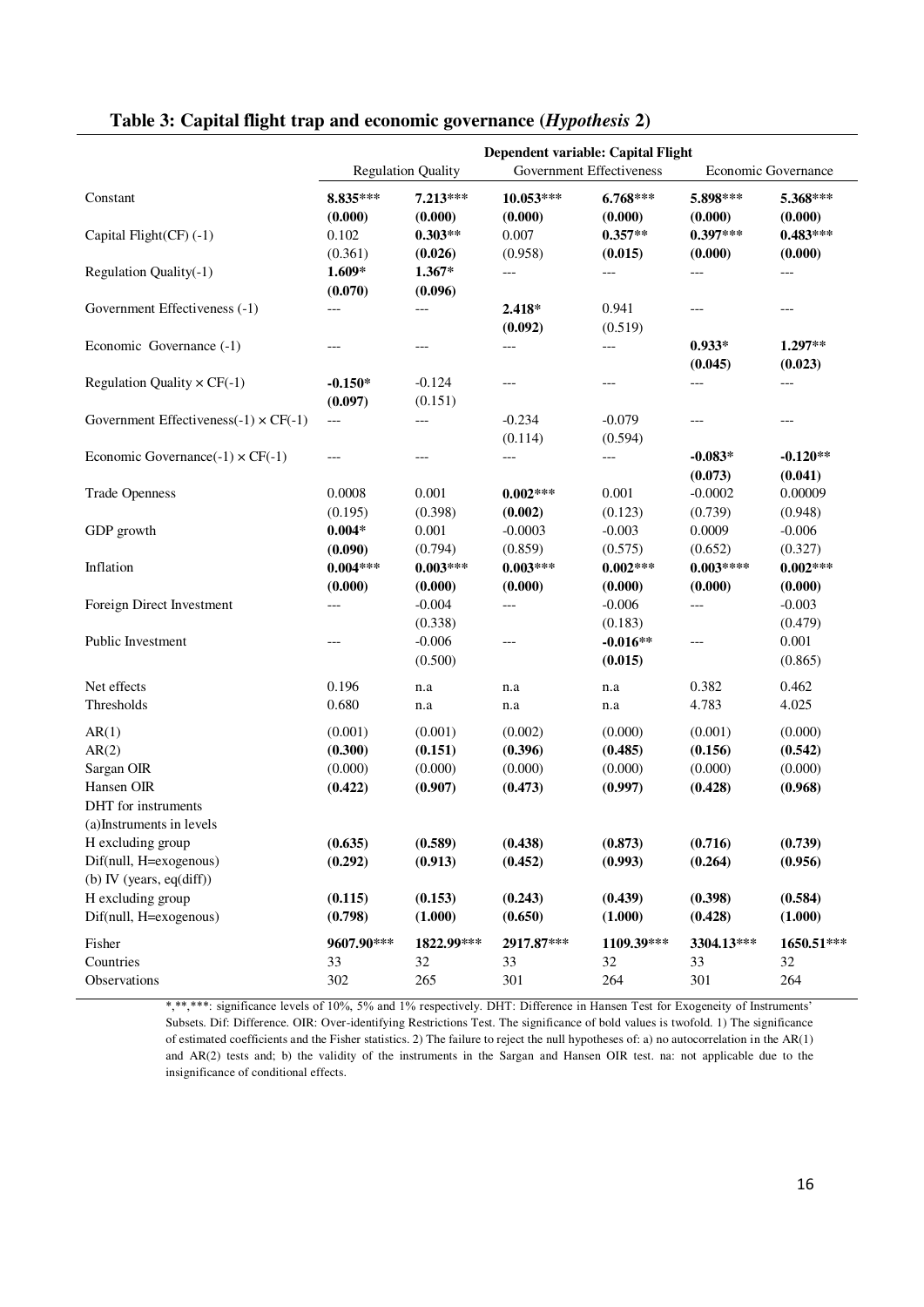## Table 3: Capital flight trap and economic governance (*Hypothesis* 2)

| | Dependent variable: Capital Flight | | | | | |
|---|---|---|---|---|---|---|
| | Regulation Quality | | Government Effectiveness | | Economic Governance | |
| Constant | **8.835***\*** | **7.213***\*** | **10.053***\*** | **6.768***\*** | **5.898***\*** | **5.368***\*** |
| | **(0.000)** | **(0.000)** | **(0.000)** | **(0.000)** | **(0.000)** | **(0.000)** |
| Capital Flight(CF) (-1) | 0.102 | **0.303**\*\* | 0.007 | **0.357**\*\* | **0.397**\*\*\* | **0.483**\*\*\* |
| | (0.361) | **(0.026)** | (0.958) | **(0.015)** | **(0.000)** | **(0.000)** |
| Regulation Quality(-1) | **1.609**\* | **1.367**\* | --- | --- | --- | --- |
| | **(0.070)** | **(0.096)** | | | | |
| Government Effectiveness (-1) | --- | --- | **2.418**\* | 0.941 | --- | --- |
| | | | **(0.092)** | (0.519) | | |
| Economic Governance (-1) | --- | --- | --- | --- | **0.933**\* | **1.297**\*\* |
| | | | | | **(0.045)** | **(0.023)** |
| Regulation Quality × CF(-1) | **-0.150**\* | -0.124 | --- | --- | --- | --- |
| | **(0.097)** | (0.151) | | | | |
| Government Effectiveness(-1) × CF(-1) | --- | --- | -0.234 | -0.079 | --- | --- |
| | | | (0.114) | (0.594) | | |
| Economic Governance(-1) × CF(-1) | --- | --- | --- | --- | **-0.083**\* | **-0.120**\*\* |
| | | | | | **(0.073)** | **(0.041)** |
| Trade Openness | 0.0008 | 0.001 | **0.002**\*\*\* | 0.001 | -0.0002 | 0.00009 |
| | (0.195) | (0.398) | **(0.002)** | (0.123) | (0.739) | (0.948) |
| GDP growth | **0.004**\* | 0.001 | -0.0003 | -0.003 | 0.0009 | -0.006 |
| | **(0.090)** | (0.794) | (0.859) | (0.575) | (0.652) | (0.327) |
| Inflation | **0.004**\*\*\* | **0.003**\*\*\* | **0.003**\*\*\* | **0.002**\*\*\* | **0.003**\*\*\*\* | **0.002**\*\*\* |
| | **(0.000)** | **(0.000)** | **(0.000)** | **(0.000)** | **(0.000)** | **(0.000)** |
| Foreign Direct Investment | --- | -0.004 | --- | -0.006 | --- | -0.003 |
| | | (0.338) | | (0.183) | | (0.479) |
| Public Investment | --- | -0.006 | --- | **-0.016**\*\* | --- | 0.001 |
| | | (0.500) | | **(0.015)** | | (0.865) |
| Net effects | 0.196 | n.a | n.a | n.a | 0.382 | 0.462 |
| Thresholds | 0.680 | n.a | n.a | n.a | 4.783 | 4.025 |
| AR(1) | (0.001) | (0.001) | (0.002) | (0.000) | (0.001) | (0.000) |
| AR(2) | **(0.300)** | **(0.151)** | **(0.396)** | **(0.485)** | **(0.156)** | **(0.542)** |
| Sargan OIR | (0.000) | (0.000) | (0.000) | (0.000) | (0.000) | (0.000) |
| Hansen OIR | **(0.422)** | **(0.907)** | **(0.473)** | **(0.997)** | **(0.428)** | **(0.968)** |
| DHT for instruments | | | | | | |
| (a)Instruments in levels | | | | | | |
| H excluding group | **(0.635)** | **(0.589)** | **(0.438)** | **(0.873)** | **(0.716)** | **(0.739)** |
| Dif(null, H=exogenous) | **(0.292)** | **(0.913)** | **(0.452)** | **(0.993)** | **(0.264)** | **(0.956)** |
| (b) IV (years, eq(diff)) | | | | | | |
| H excluding group | **(0.115)** | **(0.153)** | **(0.243)** | **(0.439)** | **(0.398)** | **(0.584)** |
| Dif(null, H=exogenous) | **(0.798)** | **(1.000)** | **(0.650)** | **(1.000)** | **(0.428)** | **(1.000)** |
| Fisher | **9607.90**\*\*\* | **1822.99**\*\*\* | **2917.87**\*\*\* | **1109.39**\*\*\* | **3304.13**\*\*\* | **1650.51**\*\*\* |
| Countries | 33 | 32 | 33 | 32 | 33 | 32 |
| Observations | 302 | 265 | 301 | 264 | 301 | 264 |

*,**,***: significance levels of 10%, 5% and 1% respectively. DHT: Difference in Hansen Test for Exogeneity of Instruments' Subsets. Dif: Difference. OIR: Over-identifying Restrictions Test. The significance of bold values is twofold. 1) The significance of estimated coefficients and the Fisher statistics. 2) The failure to reject the null hypotheses of: a) no autocorrelation in the AR(1) and AR(2) tests and; b) the validity of the instruments in the Sargan and Hansen OIR test. na: not applicable due to the insignificance of conditional effects.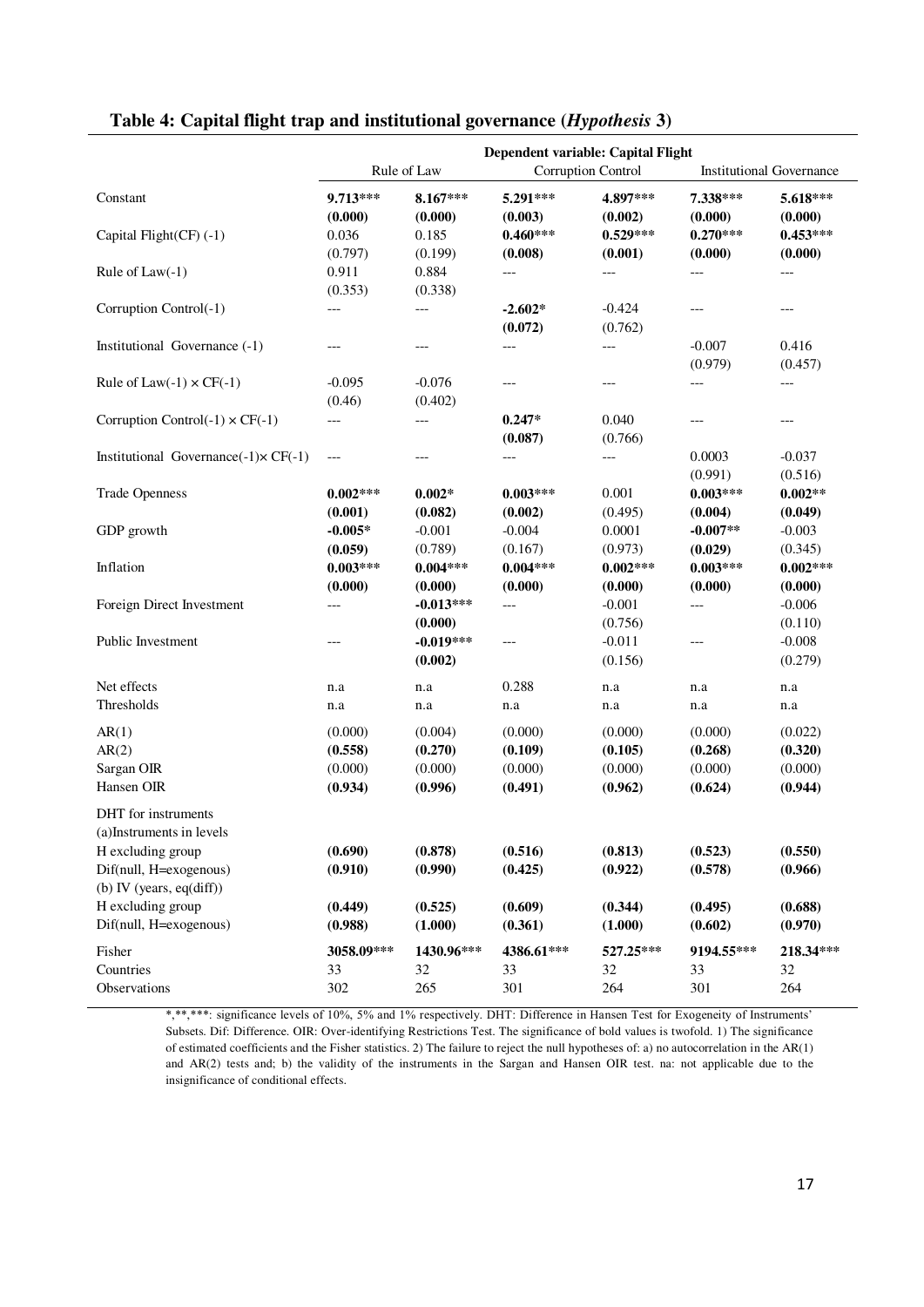## Table 4: Capital flight trap and institutional governance (*Hypothesis* 3)

| | Dependent variable: Capital Flight | | | | | |
|---|---|---|---|---|---|---|
| | Rule of Law | | Corruption Control | | Institutional Governance | |
| Constant | **9.713\*\*\*** | **8.167\*\*\*** | **5.291\*\*\*** | **4.897\*\*\*** | **7.338\*\*\*** | **5.618\*\*\*** |
| | **(0.000)** | **(0.000)** | **(0.003)** | **(0.002)** | **(0.000)** | **(0.000)** |
| Capital Flight(CF) (-1) | 0.036 | 0.185 | **0.460\*\*\*** | **0.529\*\*\*** | **0.270\*\*\*** | **0.453\*\*\*** |
| | (0.797) | (0.199) | **(0.008)** | **(0.001)** | **(0.000)** | **(0.000)** |
| Rule of Law(-1) | 0.911 | 0.884 | --- | --- | --- | --- |
| | (0.353) | (0.338) | | | | |
| Corruption Control(-1) | --- | --- | **-2.602\*** | -0.424 | --- | --- |
| | | | **(0.072)** | (0.762) | | |
| Institutional Governance (-1) | --- | --- | --- | --- | -0.007 | 0.416 |
| | | | | | (0.979) | (0.457) |
| Rule of Law(-1) × CF(-1) | -0.095 | -0.076 | --- | --- | --- | --- |
| | (0.46) | (0.402) | | | | |
| Corruption Control(-1) × CF(-1) | --- | --- | **0.247\*** | 0.040 | --- | --- |
| | | | **(0.087)** | (0.766) | | |
| Institutional Governance(-1)× CF(-1) | --- | --- | --- | --- | 0.0003 | -0.037 |
| | | | | | (0.991) | (0.516) |
| Trade Openness | **0.002\*\*\*** | **0.002\*** | **0.003\*\*\*** | 0.001 | **0.003\*\*\*** | **0.002\*\*** |
| | **(0.001)** | **(0.082)** | **(0.002)** | (0.495) | **(0.004)** | **(0.049)** |
| GDP growth | **-0.005\*** | -0.001 | -0.004 | 0.0001 | **-0.007\*\*** | -0.003 |
| | **(0.059)** | (0.789) | (0.167) | (0.973) | **(0.029)** | (0.345) |
| Inflation | **0.003\*\*\*** | **0.004\*\*\*** | **0.004\*\*\*** | **0.002\*\*\*** | **0.003\*\*\*** | **0.002\*\*\*** |
| | **(0.000)** | **(0.000)** | **(0.000)** | **(0.000)** | **(0.000)** | **(0.000)** |
| Foreign Direct Investment | --- | **-0.013\*\*\*** | --- | -0.001 | --- | -0.006 |
| | | **(0.000)** | | (0.756) | | (0.110) |
| Public Investment | --- | **-0.019\*\*\*** | --- | -0.011 | --- | -0.008 |
| | | **(0.002)** | | (0.156) | | (0.279) |
| Net effects | n.a | n.a | 0.288 | n.a | n.a | n.a |
| Thresholds | n.a | n.a | n.a | n.a | n.a | n.a |
| AR(1) | (0.000) | (0.004) | (0.000) | (0.000) | (0.000) | (0.022) |
| AR(2) | **(0.558)** | **(0.270)** | **(0.109)** | **(0.105)** | **(0.268)** | **(0.320)** |
| Sargan OIR | (0.000) | (0.000) | (0.000) | (0.000) | (0.000) | (0.000) |
| Hansen OIR | **(0.934)** | **(0.996)** | **(0.491)** | **(0.962)** | **(0.624)** | **(0.944)** |
| DHT for instruments | | | | | | |
| (a)Instruments in levels | | | | | | |
| H excluding group | **(0.690)** | **(0.878)** | **(0.516)** | **(0.813)** | **(0.523)** | **(0.550)** |
| Dif(null, H=exogenous) | **(0.910)** | **(0.990)** | **(0.425)** | **(0.922)** | **(0.578)** | **(0.966)** |
| (b) IV (years, eq(diff)) | | | | | | |
| H excluding group | **(0.449)** | **(0.525)** | **(0.609)** | **(0.344)** | **(0.495)** | **(0.688)** |
| Dif(null, H=exogenous) | **(0.988)** | **(1.000)** | **(0.361)** | **(1.000)** | **(0.602)** | **(0.970)** |
| Fisher | **3058.09\*\*\*** | **1430.96\*\*\*** | **4386.61\*\*\*** | **527.25\*\*\*** | **9194.55\*\*\*** | **218.34\*\*\*** |
| Countries | 33 | 32 | 33 | 32 | 33 | 32 |
| Observations | 302 | 265 | 301 | 264 | 301 | 264 |

*,**,***: significance levels of 10%, 5% and 1% respectively. DHT: Difference in Hansen Test for Exogeneity of Instruments' Subsets. Dif: Difference. OIR: Over-identifying Restrictions Test. The significance of bold values is twofold. 1) The significance of estimated coefficients and the Fisher statistics. 2) The failure to reject the null hypotheses of: a) no autocorrelation in the AR(1) and AR(2) tests and; b) the validity of the instruments in the Sargan and Hansen OIR test. na: not applicable due to the insignificance of conditional effects.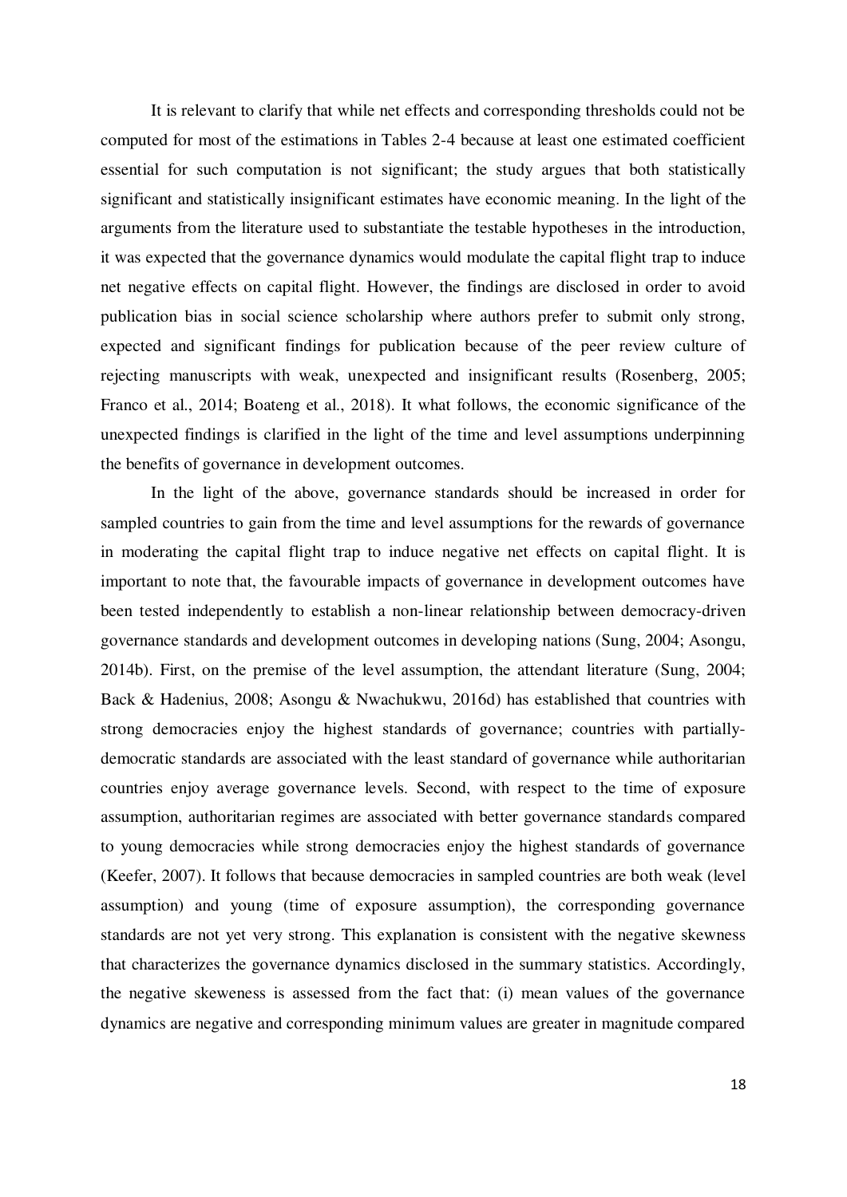It is relevant to clarify that while net effects and corresponding thresholds could not be computed for most of the estimations in Tables 2-4 because at least one estimated coefficient essential for such computation is not significant; the study argues that both statistically significant and statistically insignificant estimates have economic meaning. In the light of the arguments from the literature used to substantiate the testable hypotheses in the introduction, it was expected that the governance dynamics would modulate the capital flight trap to induce net negative effects on capital flight. However, the findings are disclosed in order to avoid publication bias in social science scholarship where authors prefer to submit only strong, expected and significant findings for publication because of the peer review culture of rejecting manuscripts with weak, unexpected and insignificant results (Rosenberg, 2005; Franco et al., 2014; Boateng et al., 2018). It what follows, the economic significance of the unexpected findings is clarified in the light of the time and level assumptions underpinning the benefits of governance in development outcomes.

In the light of the above, governance standards should be increased in order for sampled countries to gain from the time and level assumptions for the rewards of governance in moderating the capital flight trap to induce negative net effects on capital flight. It is important to note that, the favourable impacts of governance in development outcomes have been tested independently to establish a non-linear relationship between democracy-driven governance standards and development outcomes in developing nations (Sung, 2004; Asongu, 2014b). First, on the premise of the level assumption, the attendant literature (Sung, 2004; Back & Hadenius, 2008; Asongu & Nwachukwu, 2016d) has established that countries with strong democracies enjoy the highest standards of governance; countries with partially-democratic standards are associated with the least standard of governance while authoritarian countries enjoy average governance levels. Second, with respect to the time of exposure assumption, authoritarian regimes are associated with better governance standards compared to young democracies while strong democracies enjoy the highest standards of governance (Keefer, 2007). It follows that because democracies in sampled countries are both weak (level assumption) and young (time of exposure assumption), the corresponding governance standards are not yet very strong. This explanation is consistent with the negative skewness that characterizes the governance dynamics disclosed in the summary statistics. Accordingly, the negative skeweness is assessed from the fact that: (i) mean values of the governance dynamics are negative and corresponding minimum values are greater in magnitude compared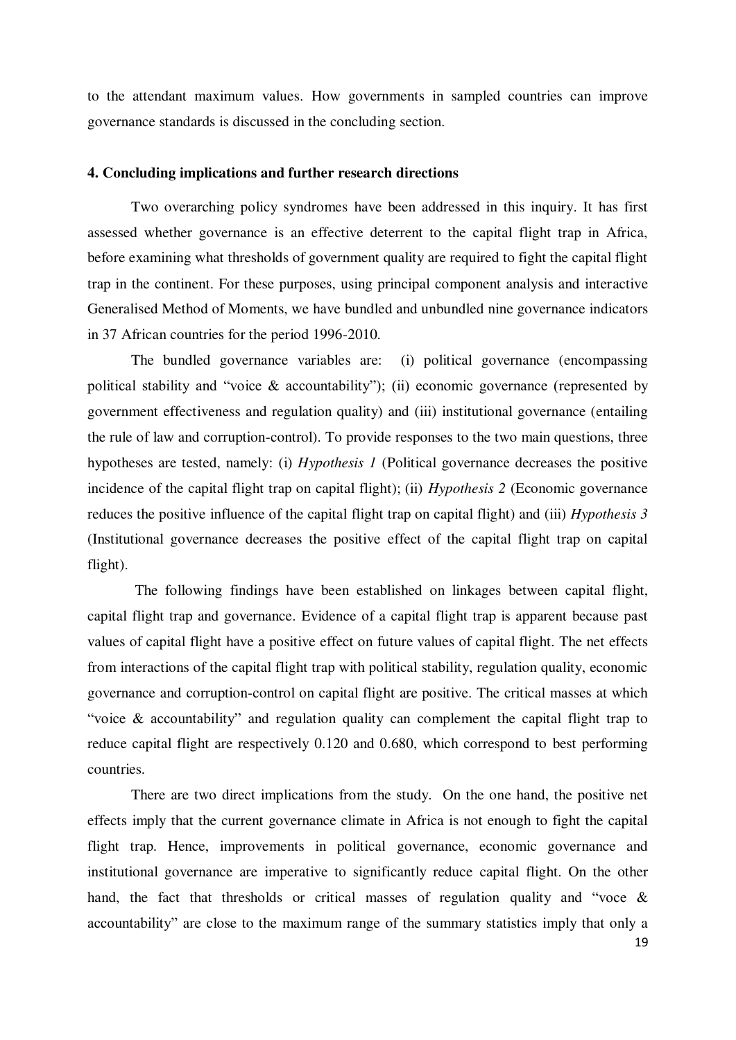to the attendant maximum values. How governments in sampled countries can improve governance standards is discussed in the concluding section.

## 4. Concluding implications and further research directions

Two overarching policy syndromes have been addressed in this inquiry. It has first assessed whether governance is an effective deterrent to the capital flight trap in Africa, before examining what thresholds of government quality are required to fight the capital flight trap in the continent. For these purposes, using principal component analysis and interactive Generalised Method of Moments, we have bundled and unbundled nine governance indicators in 37 African countries for the period 1996-2010.

The bundled governance variables are: (i) political governance (encompassing political stability and "voice & accountability"); (ii) economic governance (represented by government effectiveness and regulation quality) and (iii) institutional governance (entailing the rule of law and corruption-control). To provide responses to the two main questions, three hypotheses are tested, namely: (i) *Hypothesis 1* (Political governance decreases the positive incidence of the capital flight trap on capital flight); (ii) *Hypothesis 2* (Economic governance reduces the positive influence of the capital flight trap on capital flight) and (iii) *Hypothesis 3* (Institutional governance decreases the positive effect of the capital flight trap on capital flight).

The following findings have been established on linkages between capital flight, capital flight trap and governance. Evidence of a capital flight trap is apparent because past values of capital flight have a positive effect on future values of capital flight. The net effects from interactions of the capital flight trap with political stability, regulation quality, economic governance and corruption-control on capital flight are positive. The critical masses at which "voice & accountability" and regulation quality can complement the capital flight trap to reduce capital flight are respectively 0.120 and 0.680, which correspond to best performing countries.

There are two direct implications from the study. On the one hand, the positive net effects imply that the current governance climate in Africa is not enough to fight the capital flight trap. Hence, improvements in political governance, economic governance and institutional governance are imperative to significantly reduce capital flight. On the other hand, the fact that thresholds or critical masses of regulation quality and "voce & accountability" are close to the maximum range of the summary statistics imply that only a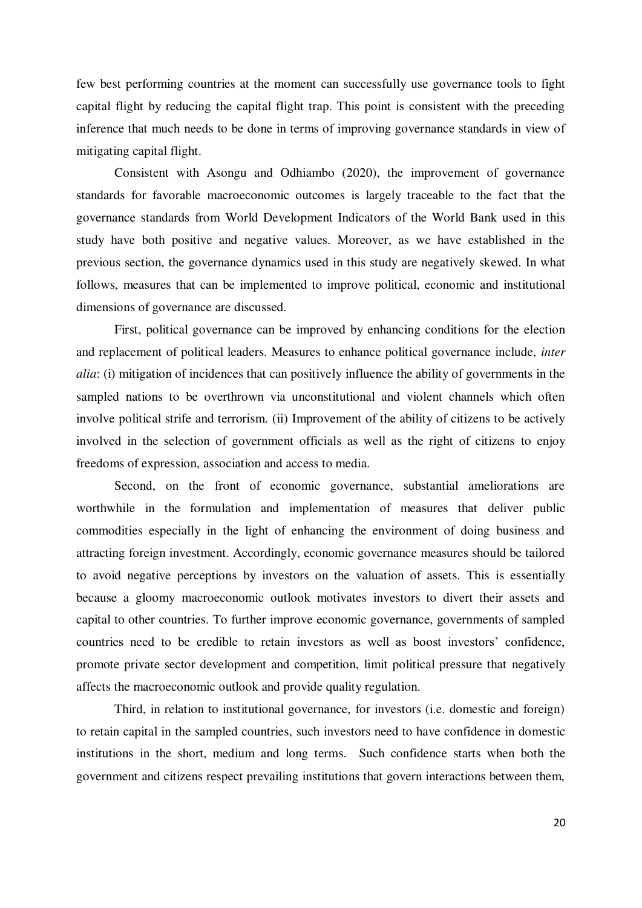few best performing countries at the moment can successfully use governance tools to fight capital flight by reducing the capital flight trap. This point is consistent with the preceding inference that much needs to be done in terms of improving governance standards in view of mitigating capital flight.

Consistent with Asongu and Odhiambo (2020), the improvement of governance standards for favorable macroeconomic outcomes is largely traceable to the fact that the governance standards from World Development Indicators of the World Bank used in this study have both positive and negative values. Moreover, as we have established in the previous section, the governance dynamics used in this study are negatively skewed. In what follows, measures that can be implemented to improve political, economic and institutional dimensions of governance are discussed.

First, political governance can be improved by enhancing conditions for the election and replacement of political leaders. Measures to enhance political governance include, *inter alia*: (i) mitigation of incidences that can positively influence the ability of governments in the sampled nations to be overthrown via unconstitutional and violent channels which often involve political strife and terrorism. (ii) Improvement of the ability of citizens to be actively involved in the selection of government officials as well as the right of citizens to enjoy freedoms of expression, association and access to media.

Second, on the front of economic governance, substantial ameliorations are worthwhile in the formulation and implementation of measures that deliver public commodities especially in the light of enhancing the environment of doing business and attracting foreign investment. Accordingly, economic governance measures should be tailored to avoid negative perceptions by investors on the valuation of assets. This is essentially because a gloomy macroeconomic outlook motivates investors to divert their assets and capital to other countries. To further improve economic governance, governments of sampled countries need to be credible to retain investors as well as boost investors' confidence, promote private sector development and competition, limit political pressure that negatively affects the macroeconomic outlook and provide quality regulation.

Third, in relation to institutional governance, for investors (i.e. domestic and foreign) to retain capital in the sampled countries, such investors need to have confidence in domestic institutions in the short, medium and long terms. Such confidence starts when both the government and citizens respect prevailing institutions that govern interactions between them,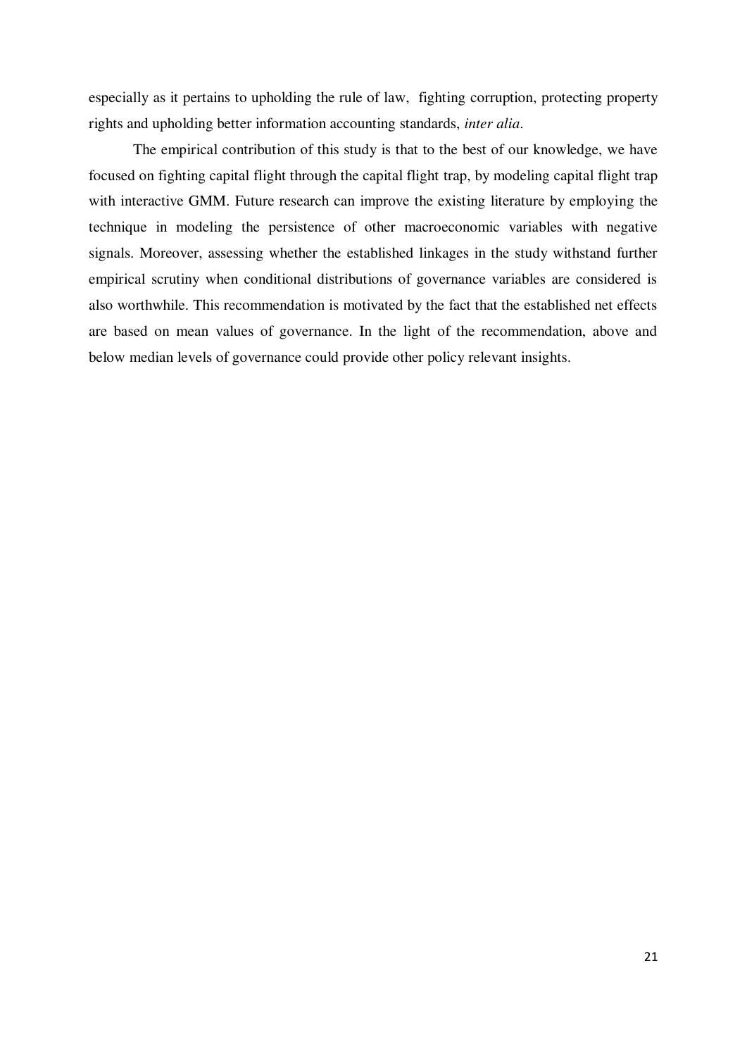especially as it pertains to upholding the rule of law, fighting corruption, protecting property rights and upholding better information accounting standards, *inter alia*.

The empirical contribution of this study is that to the best of our knowledge, we have focused on fighting capital flight through the capital flight trap, by modeling capital flight trap with interactive GMM. Future research can improve the existing literature by employing the technique in modeling the persistence of other macroeconomic variables with negative signals. Moreover, assessing whether the established linkages in the study withstand further empirical scrutiny when conditional distributions of governance variables are considered is also worthwhile. This recommendation is motivated by the fact that the established net effects are based on mean values of governance. In the light of the recommendation, above and below median levels of governance could provide other policy relevant insights.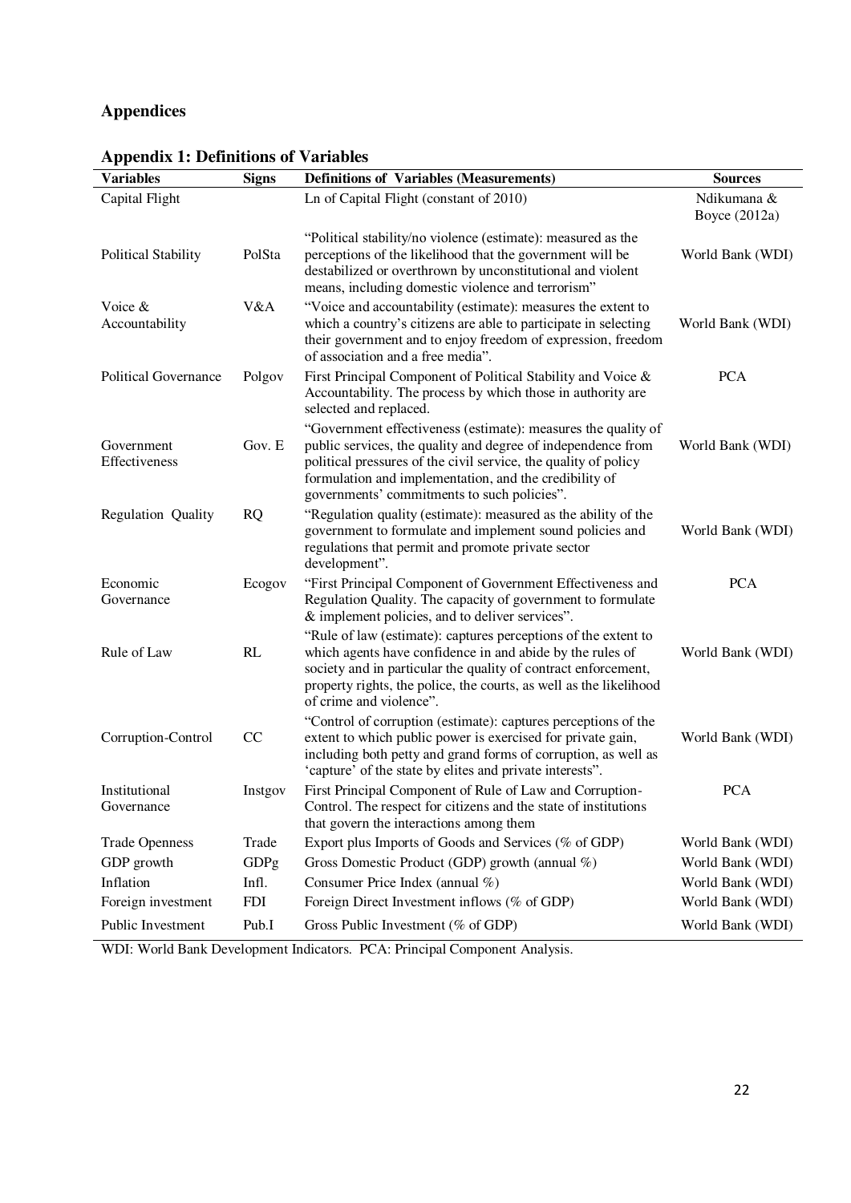## Appendices

### Appendix 1: Definitions of Variables

| Variables | Signs | Definitions of Variables (Measurements) | Sources |
|---|---|---|---|
| Capital Flight | | Ln of Capital Flight (constant of 2010) | Ndikumana & Boyce (2012a) |
| Political Stability | PolSta | "Political stability/no violence (estimate): measured as the perceptions of the likelihood that the government will be destabilized or overthrown by unconstitutional and violent means, including domestic violence and terrorism" | World Bank (WDI) |
| Voice & Accountability | V&A | "Voice and accountability (estimate): measures the extent to which a country's citizens are able to participate in selecting their government and to enjoy freedom of expression, freedom of association and a free media". | World Bank (WDI) |
| Political Governance | Polgov | First Principal Component of Political Stability and Voice & Accountability. The process by which those in authority are selected and replaced. | PCA |
| Government Effectiveness | Gov. E | "Government effectiveness (estimate): measures the quality of public services, the quality and degree of independence from political pressures of the civil service, the quality of policy formulation and implementation, and the credibility of governments' commitments to such policies". | World Bank (WDI) |
| Regulation Quality | RQ | "Regulation quality (estimate): measured as the ability of the government to formulate and implement sound policies and regulations that permit and promote private sector development". | World Bank (WDI) |
| Economic Governance | Ecogov | "First Principal Component of Government Effectiveness and Regulation Quality. The capacity of government to formulate & implement policies, and to deliver services". | PCA |
| Rule of Law | RL | "Rule of law (estimate): captures perceptions of the extent to which agents have confidence in and abide by the rules of society and in particular the quality of contract enforcement, property rights, the police, the courts, as well as the likelihood of crime and violence". | World Bank (WDI) |
| Corruption-Control | CC | "Control of corruption (estimate): captures perceptions of the extent to which public power is exercised for private gain, including both petty and grand forms of corruption, as well as 'capture' of the state by elites and private interests". | World Bank (WDI) |
| Institutional Governance | Instgov | First Principal Component of Rule of Law and Corruption-Control. The respect for citizens and the state of institutions that govern the interactions among them | PCA |
| Trade Openness | Trade | Export plus Imports of Goods and Services (% of GDP) | World Bank (WDI) |
| GDP growth | GDPg | Gross Domestic Product (GDP) growth (annual %) | World Bank (WDI) |
| Inflation | Infl. | Consumer Price Index (annual %) | World Bank (WDI) |
| Foreign investment | FDI | Foreign Direct Investment inflows (% of GDP) | World Bank (WDI) |
| Public Investment | Pub.I | Gross Public Investment (% of GDP) | World Bank (WDI) |

WDI: World Bank Development Indicators. PCA: Principal Component Analysis.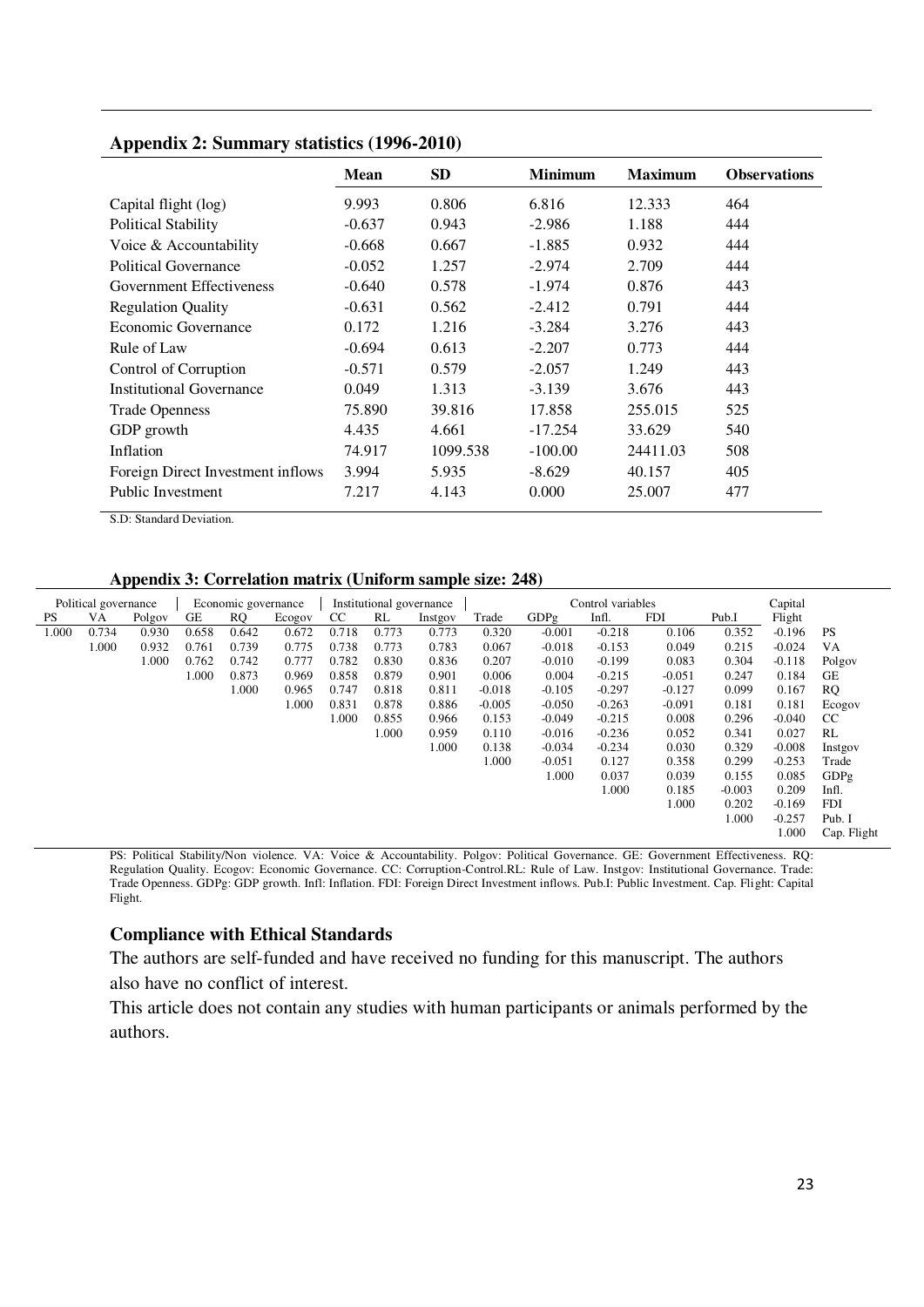### Appendix 2: Summary statistics (1996-2010)

| | Mean | SD | Minimum | Maximum | Observations |
|---|---|---|---|---|---|
| Capital flight (log) | 9.993 | 0.806 | 6.816 | 12.333 | 464 |
| Political Stability | -0.637 | 0.943 | -2.986 | 1.188 | 444 |
| Voice & Accountability | -0.668 | 0.667 | -1.885 | 0.932 | 444 |
| Political Governance | -0.052 | 1.257 | -2.974 | 2.709 | 444 |
| Government Effectiveness | -0.640 | 0.578 | -1.974 | 0.876 | 443 |
| Regulation Quality | -0.631 | 0.562 | -2.412 | 0.791 | 444 |
| Economic Governance | 0.172 | 1.216 | -3.284 | 3.276 | 443 |
| Rule of Law | -0.694 | 0.613 | -2.207 | 0.773 | 444 |
| Control of Corruption | -0.571 | 0.579 | -2.057 | 1.249 | 443 |
| Institutional Governance | 0.049 | 1.313 | -3.139 | 3.676 | 443 |
| Trade Openness | 75.890 | 39.816 | 17.858 | 255.015 | 525 |
| GDP growth | 4.435 | 4.661 | -17.254 | 33.629 | 540 |
| Inflation | 74.917 | 1099.538 | -100.00 | 24411.03 | 508 |
| Foreign Direct Investment inflows | 3.994 | 5.935 | -8.629 | 40.157 | 405 |
| Public Investment | 7.217 | 4.143 | 0.000 | 25.007 | 477 |

S.D: Standard Deviation.

### Appendix 3: Correlation matrix (Uniform sample size: 248)

| Political governance | | | Economic governance | | | Institutional governance | | | Control variables | | | | | Capital | |
|---|---|---|---|---|---|---|---|---|---|---|---|---|---|---|---|
| PS | VA | Polgov | GE | RQ | Ecogov | CC | RL | Instgov | Trade | GDPg | Infl. | FDI | Pub.I | Flight | |
| 1.000 | 0.734 | 0.930 | 0.658 | 0.642 | 0.672 | 0.718 | 0.773 | 0.773 | 0.320 | -0.001 | -0.218 | 0.106 | 0.352 | -0.196 | PS |
| | 1.000 | 0.932 | 0.761 | 0.739 | 0.775 | 0.738 | 0.773 | 0.783 | 0.067 | -0.018 | -0.153 | 0.049 | 0.215 | -0.024 | VA |
| | | 1.000 | 0.762 | 0.742 | 0.777 | 0.782 | 0.830 | 0.836 | 0.207 | -0.010 | -0.199 | 0.083 | 0.304 | -0.118 | Polgov |
| | | | 1.000 | 0.873 | 0.969 | 0.858 | 0.879 | 0.901 | 0.006 | 0.004 | -0.215 | -0.051 | 0.247 | 0.184 | GE |
| | | | | 1.000 | 0.965 | 0.747 | 0.818 | 0.811 | -0.018 | -0.105 | -0.297 | -0.127 | 0.099 | 0.167 | RQ |
| | | | | | 1.000 | 0.831 | 0.878 | 0.886 | -0.005 | -0.050 | -0.263 | -0.091 | 0.181 | 0.181 | Ecogov |
| | | | | | | 1.000 | 0.855 | 0.966 | 0.153 | -0.049 | -0.215 | 0.008 | 0.296 | -0.040 | CC |
| | | | | | | | 1.000 | 0.959 | 0.110 | -0.016 | -0.236 | 0.052 | 0.341 | 0.027 | RL |
| | | | | | | | | 1.000 | 0.138 | -0.034 | -0.234 | 0.030 | 0.329 | -0.008 | Instgov |
| | | | | | | | | | 1.000 | -0.051 | 0.127 | 0.358 | 0.299 | -0.253 | Trade |
| | | | | | | | | | | 1.000 | 0.037 | 0.039 | 0.155 | 0.085 | GDPg |
| | | | | | | | | | | | 1.000 | 0.185 | -0.003 | 0.209 | Infl. |
| | | | | | | | | | | | | 1.000 | 0.202 | -0.169 | FDI |
| | | | | | | | | | | | | | 1.000 | -0.257 | Pub. I |
| | | | | | | | | | | | | | | 1.000 | Cap. Flight |

PS: Political Stability/Non violence. VA: Voice & Accountability. Polgov: Political Governance. GE: Government Effectiveness. RQ: Regulation Quality. Ecogov: Economic Governance. CC: Corruption-Control.RL: Rule of Law. Instgov: Institutional Governance. Trade: Trade Openness. GDPg: GDP growth. Infl: Inflation. FDI: Foreign Direct Investment inflows. Pub.I: Public Investment. Cap. Flight: Capital Flight.

### Compliance with Ethical Standards

The authors are self-funded and have received no funding for this manuscript. The authors also have no conflict of interest.

This article does not contain any studies with human participants or animals performed by the authors.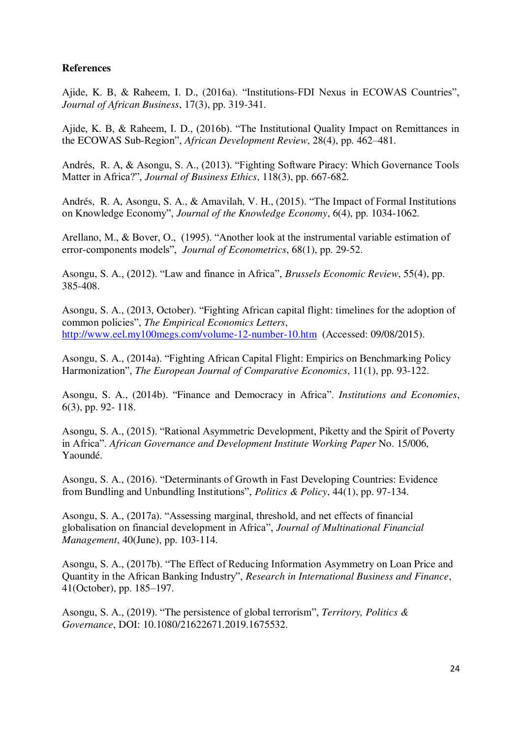**References**

Ajide, K. B, & Raheem, I. D., (2016a). "Institutions-FDI Nexus in ECOWAS Countries", *Journal of African Business*, 17(3), pp. 319-341.

Ajide, K. B, & Raheem, I. D., (2016b). "The Institutional Quality Impact on Remittances in the ECOWAS Sub-Region", *African Development Review*, 28(4), pp. 462–481.

Andrés, R. A, & Asongu, S. A., (2013). "Fighting Software Piracy: Which Governance Tools Matter in Africa?", *Journal of Business Ethics*, 118(3), pp. 667-682.

Andrés, R. A, Asongu, S. A., & Amavilah, V. H., (2015). "The Impact of Formal Institutions on Knowledge Economy", *Journal of the Knowledge Economy*, 6(4), pp. 1034-1062.

Arellano, M., & Bover, O., (1995). "Another look at the instrumental variable estimation of error-components models", *Journal of Econometrics*, 68(1), pp. 29-52.

Asongu, S. A., (2012). "Law and finance in Africa", *Brussels Economic Review*, 55(4), pp. 385-408.

Asongu, S. A., (2013, October). "Fighting African capital flight: timelines for the adoption of common policies", *The Empirical Economics Letters*, http://www.eel.my100megs.com/volume-12-number-10.htm (Accessed: 09/08/2015).

Asongu, S. A., (2014a). "Fighting African Capital Flight: Empirics on Benchmarking Policy Harmonization", *The European Journal of Comparative Economics*, 11(1), pp. 93-122.

Asongu, S. A., (2014b). "Finance and Democracy in Africa". *Institutions and Economies*, 6(3), pp. 92- 118.

Asongu, S. A., (2015). "Rational Asymmetric Development, Piketty and the Spirit of Poverty in Africa". *African Governance and Development Institute Working Paper* No. 15/006, Yaoundé.

Asongu, S. A., (2016). "Determinants of Growth in Fast Developing Countries: Evidence from Bundling and Unbundling Institutions", *Politics & Policy*, 44(1), pp. 97-134.

Asongu, S. A., (2017a). "Assessing marginal, threshold, and net effects of financial globalisation on financial development in Africa", *Journal of Multinational Financial Management*, 40(June), pp. 103-114.

Asongu, S. A., (2017b). "The Effect of Reducing Information Asymmetry on Loan Price and Quantity in the African Banking Industry", *Research in International Business and Finance*, 41(October), pp. 185–197.

Asongu, S. A., (2019). "The persistence of global terrorism", *Territory, Politics & Governance*, DOI: 10.1080/21622671.2019.1675532.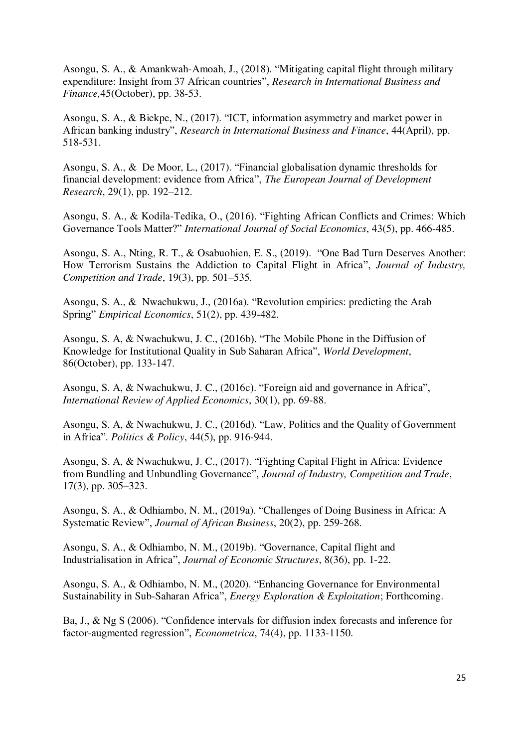Asongu, S. A., & Amankwah-Amoah, J., (2018). "Mitigating capital flight through military expenditure: Insight from 37 African countries", *Research in International Business and Finance,*45(October), pp. 38-53.

Asongu, S. A., & Biekpe, N., (2017). "ICT, information asymmetry and market power in African banking industry", *Research in International Business and Finance*, 44(April), pp. 518-531.

Asongu, S. A., & De Moor, L., (2017). "Financial globalisation dynamic thresholds for financial development: evidence from Africa", *The European Journal of Development Research*, 29(1), pp. 192–212.

Asongu, S. A., & Kodila-Tedika, O., (2016). "Fighting African Conflicts and Crimes: Which Governance Tools Matter?" *International Journal of Social Economics*, 43(5), pp. 466-485.

Asongu, S. A., Nting, R. T., & Osabuohien, E. S., (2019). "One Bad Turn Deserves Another: How Terrorism Sustains the Addiction to Capital Flight in Africa", *Journal of Industry, Competition and Trade*, 19(3), pp. 501–535.

Asongu, S. A., & Nwachukwu, J., (2016a). "Revolution empirics: predicting the Arab Spring" *Empirical Economics*, 51(2), pp. 439-482.

Asongu, S. A, & Nwachukwu, J. C., (2016b). "The Mobile Phone in the Diffusion of Knowledge for Institutional Quality in Sub Saharan Africa", *World Development*, 86(October), pp. 133-147.

Asongu, S. A, & Nwachukwu, J. C., (2016c). "Foreign aid and governance in Africa", *International Review of Applied Economics*, 30(1), pp. 69-88.

Asongu, S. A, & Nwachukwu, J. C., (2016d). "Law, Politics and the Quality of Government in Africa". *Politics & Policy*, 44(5), pp. 916-944.

Asongu, S. A, & Nwachukwu, J. C., (2017). "Fighting Capital Flight in Africa: Evidence from Bundling and Unbundling Governance", *Journal of Industry, Competition and Trade*, 17(3), pp. 305–323.

Asongu, S. A., & Odhiambo, N. M., (2019a). "Challenges of Doing Business in Africa: A Systematic Review", *Journal of African Business*, 20(2), pp. 259-268.

Asongu, S. A., & Odhiambo, N. M., (2019b). "Governance, Capital flight and Industrialisation in Africa", *Journal of Economic Structures*, 8(36), pp. 1-22.

Asongu, S. A., & Odhiambo, N. M., (2020). "Enhancing Governance for Environmental Sustainability in Sub-Saharan Africa", *Energy Exploration & Exploitation*; Forthcoming.

Ba, J., & Ng S (2006). "Confidence intervals for diffusion index forecasts and inference for factor-augmented regression", *Econometrica*, 74(4), pp. 1133-1150.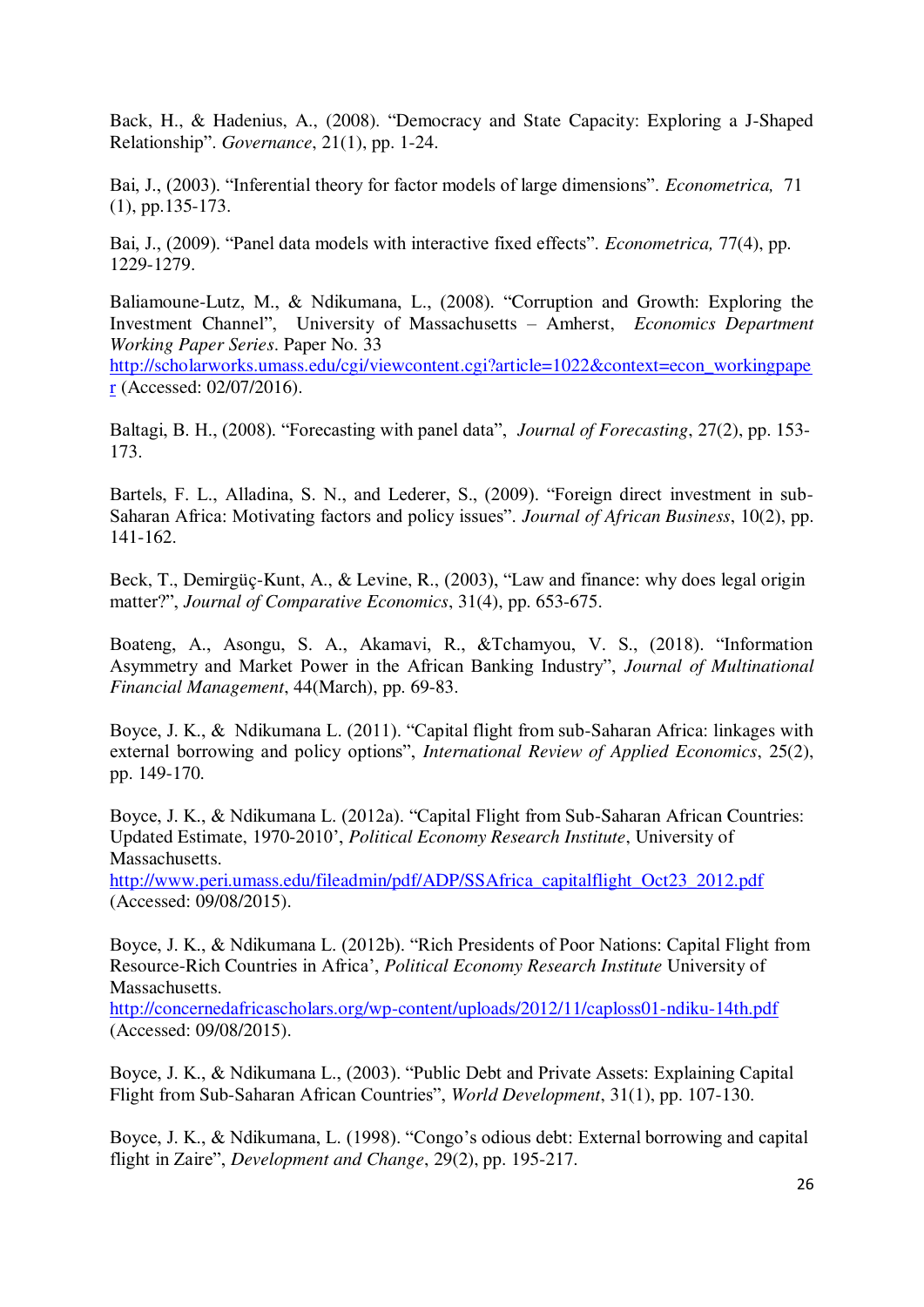Back, H., & Hadenius, A., (2008). "Democracy and State Capacity: Exploring a J-Shaped Relationship". *Governance*, 21(1), pp. 1-24.

Bai, J., (2003). "Inferential theory for factor models of large dimensions". *Econometrica,* 71 (1), pp.135-173.

Bai, J., (2009). "Panel data models with interactive fixed effects". *Econometrica,* 77(4), pp. 1229-1279.

Baliamoune-Lutz, M., & Ndikumana, L., (2008). "Corruption and Growth: Exploring the Investment Channel", University of Massachusetts – Amherst, *Economics Department Working Paper Series*. Paper No. 33 http://scholarworks.umass.edu/cgi/viewcontent.cgi?article=1022&context=econ_workingpaper (Accessed: 02/07/2016).

Baltagi, B. H., (2008). "Forecasting with panel data", *Journal of Forecasting*, 27(2), pp. 153-173.

Bartels, F. L., Alladina, S. N., and Lederer, S., (2009). "Foreign direct investment in sub-Saharan Africa: Motivating factors and policy issues". *Journal of African Business*, 10(2), pp. 141-162.

Beck, T., Demirgüç-Kunt, A., & Levine, R., (2003), "Law and finance: why does legal origin matter?", *Journal of Comparative Economics*, 31(4), pp. 653-675.

Boateng, A., Asongu, S. A., Akamavi, R., &Tchamyou, V. S., (2018). "Information Asymmetry and Market Power in the African Banking Industry", *Journal of Multinational Financial Management*, 44(March), pp. 69-83.

Boyce, J. K., & Ndikumana L. (2011). "Capital flight from sub-Saharan Africa: linkages with external borrowing and policy options", *International Review of Applied Economics*, 25(2), pp. 149-170.

Boyce, J. K., & Ndikumana L. (2012a). "Capital Flight from Sub-Saharan African Countries: Updated Estimate, 1970-2010', *Political Economy Research Institute*, University of Massachusetts. http://www.peri.umass.edu/fileadmin/pdf/ADP/SSAfrica_capitalflight_Oct23_2012.pdf (Accessed: 09/08/2015).

Boyce, J. K., & Ndikumana L. (2012b). "Rich Presidents of Poor Nations: Capital Flight from Resource-Rich Countries in Africa', *Political Economy Research Institute* University of Massachusetts. http://concernedafricascholars.org/wp-content/uploads/2012/11/caploss01-ndiku-14th.pdf (Accessed: 09/08/2015).

Boyce, J. K., & Ndikumana L., (2003). "Public Debt and Private Assets: Explaining Capital Flight from Sub-Saharan African Countries", *World Development*, 31(1), pp. 107-130.

Boyce, J. K., & Ndikumana, L. (1998). "Congo's odious debt: External borrowing and capital flight in Zaire", *Development and Change*, 29(2), pp. 195-217.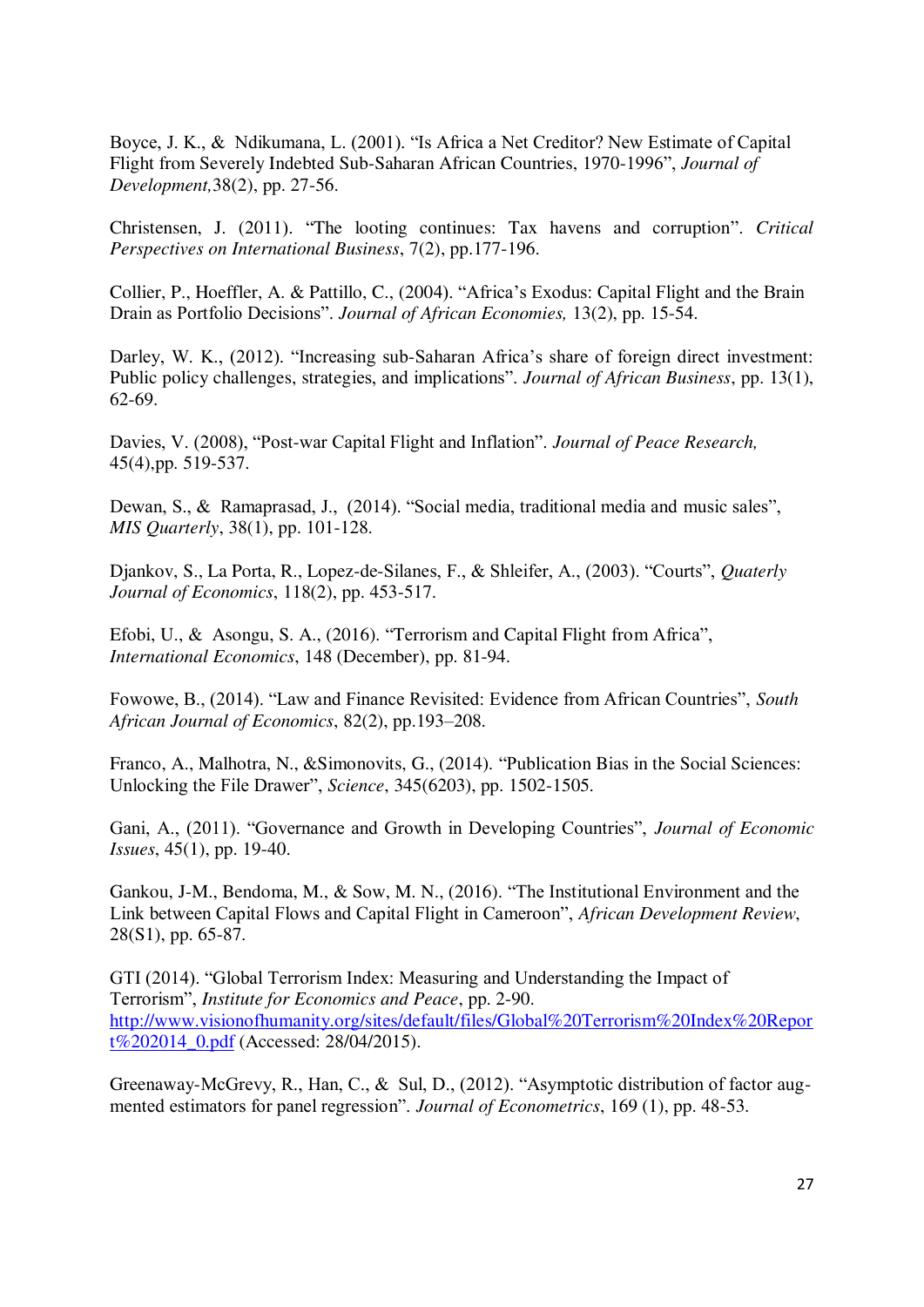Boyce, J. K., & Ndikumana, L. (2001). "Is Africa a Net Creditor? New Estimate of Capital Flight from Severely Indebted Sub-Saharan African Countries, 1970-1996", *Journal of Development,*38(2), pp. 27-56.

Christensen, J. (2011). "The looting continues: Tax havens and corruption". *Critical Perspectives on International Business*, 7(2), pp.177-196.

Collier, P., Hoeffler, A. & Pattillo, C., (2004). "Africa's Exodus: Capital Flight and the Brain Drain as Portfolio Decisions". *Journal of African Economies,* 13(2), pp. 15-54.

Darley, W. K., (2012). "Increasing sub-Saharan Africa's share of foreign direct investment: Public policy challenges, strategies, and implications". *Journal of African Business*, pp. 13(1), 62-69.

Davies, V. (2008), "Post-war Capital Flight and Inflation". *Journal of Peace Research,* 45(4),pp. 519-537.

Dewan, S., & Ramaprasad, J., (2014). "Social media, traditional media and music sales", *MIS Quarterly*, 38(1), pp. 101-128.

Djankov, S., La Porta, R., Lopez-de-Silanes, F., & Shleifer, A., (2003). "Courts", *Quaterly Journal of Economics*, 118(2), pp. 453-517.

Efobi, U., & Asongu, S. A., (2016). "Terrorism and Capital Flight from Africa", *International Economics*, 148 (December), pp. 81-94.

Fowowe, B., (2014). "Law and Finance Revisited: Evidence from African Countries", *South African Journal of Economics*, 82(2), pp.193–208.

Franco, A., Malhotra, N., &Simonovits, G., (2014). "Publication Bias in the Social Sciences: Unlocking the File Drawer", *Science*, 345(6203), pp. 1502-1505.

Gani, A., (2011). "Governance and Growth in Developing Countries", *Journal of Economic Issues*, 45(1), pp. 19-40.

Gankou, J-M., Bendoma, M., & Sow, M. N., (2016). "The Institutional Environment and the Link between Capital Flows and Capital Flight in Cameroon", *African Development Review*, 28(S1), pp. 65-87.

GTI (2014). "Global Terrorism Index: Measuring and Understanding the Impact of Terrorism", *Institute for Economics and Peace*, pp. 2-90. http://www.visionofhumanity.org/sites/default/files/Global%20Terrorism%20Index%20Report%202014_0.pdf (Accessed: 28/04/2015).

Greenaway-McGrevy, R., Han, C., & Sul, D., (2012). "Asymptotic distribution of factor augmented estimators for panel regression". *Journal of Econometrics*, 169 (1), pp. 48-53.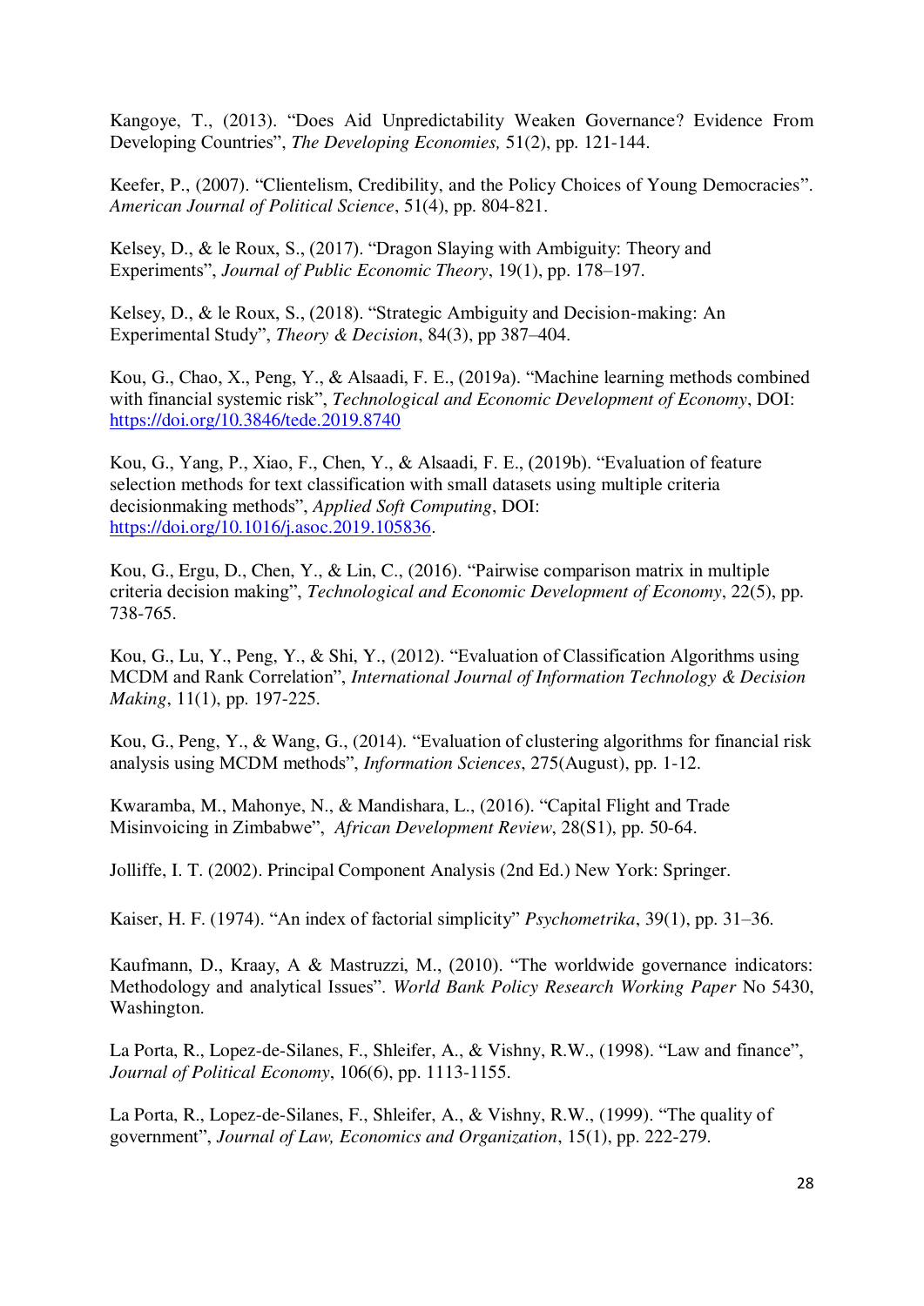Kangoye, T., (2013). "Does Aid Unpredictability Weaken Governance? Evidence From Developing Countries", *The Developing Economies,* 51(2), pp. 121-144.

Keefer, P., (2007). "Clientelism, Credibility, and the Policy Choices of Young Democracies". *American Journal of Political Science*, 51(4), pp. 804-821.

Kelsey, D., & le Roux, S., (2017). "Dragon Slaying with Ambiguity: Theory and Experiments", *Journal of Public Economic Theory*, 19(1), pp. 178–197.

Kelsey, D., & le Roux, S., (2018). "Strategic Ambiguity and Decision-making: An Experimental Study", *Theory & Decision*, 84(3), pp 387–404.

Kou, G., Chao, X., Peng, Y., & Alsaadi, F. E., (2019a). "Machine learning methods combined with financial systemic risk", *Technological and Economic Development of Economy*, DOI: https://doi.org/10.3846/tede.2019.8740

Kou, G., Yang, P., Xiao, F., Chen, Y., & Alsaadi, F. E., (2019b). "Evaluation of feature selection methods for text classification with small datasets using multiple criteria decisionmaking methods", *Applied Soft Computing*, DOI: https://doi.org/10.1016/j.asoc.2019.105836.

Kou, G., Ergu, D., Chen, Y., & Lin, C., (2016). "Pairwise comparison matrix in multiple criteria decision making", *Technological and Economic Development of Economy*, 22(5), pp. 738-765.

Kou, G., Lu, Y., Peng, Y., & Shi, Y., (2012). "Evaluation of Classification Algorithms using MCDM and Rank Correlation", *International Journal of Information Technology & Decision Making*, 11(1), pp. 197-225.

Kou, G., Peng, Y., & Wang, G., (2014). "Evaluation of clustering algorithms for financial risk analysis using MCDM methods", *Information Sciences*, 275(August), pp. 1-12.

Kwaramba, M., Mahonye, N., & Mandishara, L., (2016). "Capital Flight and Trade Misinvoicing in Zimbabwe", *African Development Review*, 28(S1), pp. 50-64.

Jolliffe, I. T. (2002). Principal Component Analysis (2nd Ed.) New York: Springer.

Kaiser, H. F. (1974). "An index of factorial simplicity" *Psychometrika*, 39(1), pp. 31–36.

Kaufmann, D., Kraay, A & Mastruzzi, M., (2010). "The worldwide governance indicators: Methodology and analytical Issues". *World Bank Policy Research Working Paper* No 5430, Washington.

La Porta, R., Lopez-de-Silanes, F., Shleifer, A., & Vishny, R.W., (1998). "Law and finance", *Journal of Political Economy*, 106(6), pp. 1113-1155.

La Porta, R., Lopez-de-Silanes, F., Shleifer, A., & Vishny, R.W., (1999). "The quality of government", *Journal of Law, Economics and Organization*, 15(1), pp. 222-279.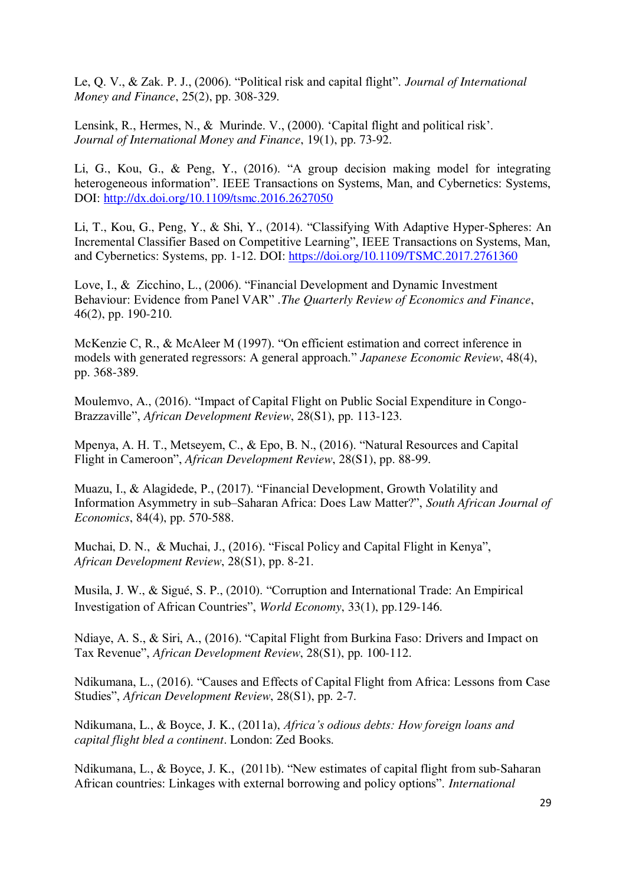Le, Q. V., & Zak. P. J., (2006). "Political risk and capital flight". *Journal of International Money and Finance*, 25(2), pp. 308-329.

Lensink, R., Hermes, N., & Murinde. V., (2000). 'Capital flight and political risk'. *Journal of International Money and Finance*, 19(1), pp. 73-92.

Li, G., Kou, G., & Peng, Y., (2016). "A group decision making model for integrating heterogeneous information". IEEE Transactions on Systems, Man, and Cybernetics: Systems, DOI: http://dx.doi.org/10.1109/tsmc.2016.2627050

Li, T., Kou, G., Peng, Y., & Shi, Y., (2014). "Classifying With Adaptive Hyper-Spheres: An Incremental Classifier Based on Competitive Learning", IEEE Transactions on Systems, Man, and Cybernetics: Systems, pp. 1-12. DOI: https://doi.org/10.1109/TSMC.2017.2761360

Love, I., & Zicchino, L., (2006). "Financial Development and Dynamic Investment Behaviour: Evidence from Panel VAR" .*The Quarterly Review of Economics and Finance*, 46(2), pp. 190-210.

McKenzie C, R., & McAleer M (1997). "On efficient estimation and correct inference in models with generated regressors: A general approach." *Japanese Economic Review*, 48(4), pp. 368-389.

Moulemvo, A., (2016). "Impact of Capital Flight on Public Social Expenditure in Congo-Brazzaville", *African Development Review*, 28(S1), pp. 113-123.

Mpenya, A. H. T., Metseyem, C., & Epo, B. N., (2016). "Natural Resources and Capital Flight in Cameroon", *African Development Review*, 28(S1), pp. 88-99.

Muazu, I., & Alagidede, P., (2017). "Financial Development, Growth Volatility and Information Asymmetry in sub–Saharan Africa: Does Law Matter?", *South African Journal of Economics*, 84(4), pp. 570-588.

Muchai, D. N., & Muchai, J., (2016). "Fiscal Policy and Capital Flight in Kenya", *African Development Review*, 28(S1), pp. 8-21.

Musila, J. W., & Sigué, S. P., (2010). "Corruption and International Trade: An Empirical Investigation of African Countries", *World Economy*, 33(1), pp.129-146.

Ndiaye, A. S., & Siri, A., (2016). "Capital Flight from Burkina Faso: Drivers and Impact on Tax Revenue", *African Development Review*, 28(S1), pp. 100-112.

Ndikumana, L., (2016). "Causes and Effects of Capital Flight from Africa: Lessons from Case Studies", *African Development Review*, 28(S1), pp. 2-7.

Ndikumana, L., & Boyce, J. K., (2011a), *Africa's odious debts: How foreign loans and capital flight bled a continent*. London: Zed Books.

Ndikumana, L., & Boyce, J. K., (2011b). "New estimates of capital flight from sub-Saharan African countries: Linkages with external borrowing and policy options". *International*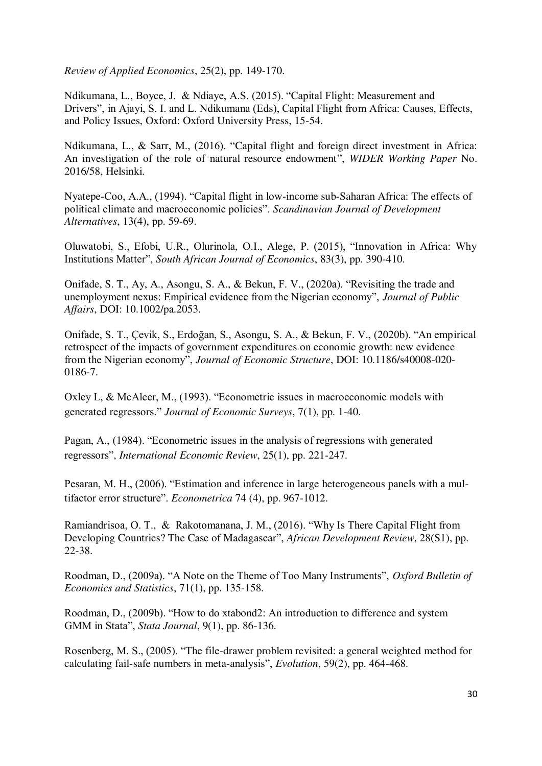*Review of Applied Economics*, 25(2), pp. 149-170.

Ndikumana, L., Boyce, J. & Ndiaye, A.S. (2015). "Capital Flight: Measurement and Drivers", in Ajayi, S. I. and L. Ndikumana (Eds), Capital Flight from Africa: Causes, Effects, and Policy Issues, Oxford: Oxford University Press, 15-54.

Ndikumana, L., & Sarr, M., (2016). "Capital flight and foreign direct investment in Africa: An investigation of the role of natural resource endowment", *WIDER Working Paper* No. 2016/58, Helsinki.

Nyatepe-Coo, A.A., (1994). "Capital flight in low-income sub-Saharan Africa: The effects of political climate and macroeconomic policies". *Scandinavian Journal of Development Alternatives*, 13(4), pp. 59-69.

Oluwatobi, S., Efobi, U.R., Olurinola, O.I., Alege, P. (2015), "Innovation in Africa: Why Institutions Matter", *South African Journal of Economics*, 83(3), pp. 390-410.

Onifade, S. T., Ay, A., Asongu, S. A., & Bekun, F. V., (2020a). "Revisiting the trade and unemployment nexus: Empirical evidence from the Nigerian economy", *Journal of Public Affairs*, DOI: 10.1002/pa.2053.

Onifade, S. T., Çevik, S., Erdoğan, S., Asongu, S. A., & Bekun, F. V., (2020b). "An empirical retrospect of the impacts of government expenditures on economic growth: new evidence from the Nigerian economy", *Journal of Economic Structure*, DOI: 10.1186/s40008-020-0186-7.

Oxley L, & McAleer, M., (1993). "Econometric issues in macroeconomic models with generated regressors." *Journal of Economic Surveys*, 7(1), pp. 1-40.

Pagan, A., (1984). "Econometric issues in the analysis of regressions with generated regressors", *International Economic Review*, 25(1), pp. 221-247.

Pesaran, M. H., (2006). "Estimation and inference in large heterogeneous panels with a multifactor error structure". *Econometrica* 74 (4), pp. 967-1012.

Ramiandrisoa, O. T., & Rakotomanana, J. M., (2016). "Why Is There Capital Flight from Developing Countries? The Case of Madagascar", *African Development Review*, 28(S1), pp. 22-38.

Roodman, D., (2009a). "A Note on the Theme of Too Many Instruments", *Oxford Bulletin of Economics and Statistics*, 71(1), pp. 135-158.

Roodman, D., (2009b). "How to do xtabond2: An introduction to difference and system GMM in Stata", *Stata Journal*, 9(1), pp. 86-136.

Rosenberg, M. S., (2005). "The file-drawer problem revisited: a general weighted method for calculating fail-safe numbers in meta-analysis", *Evolution*, 59(2), pp. 464-468.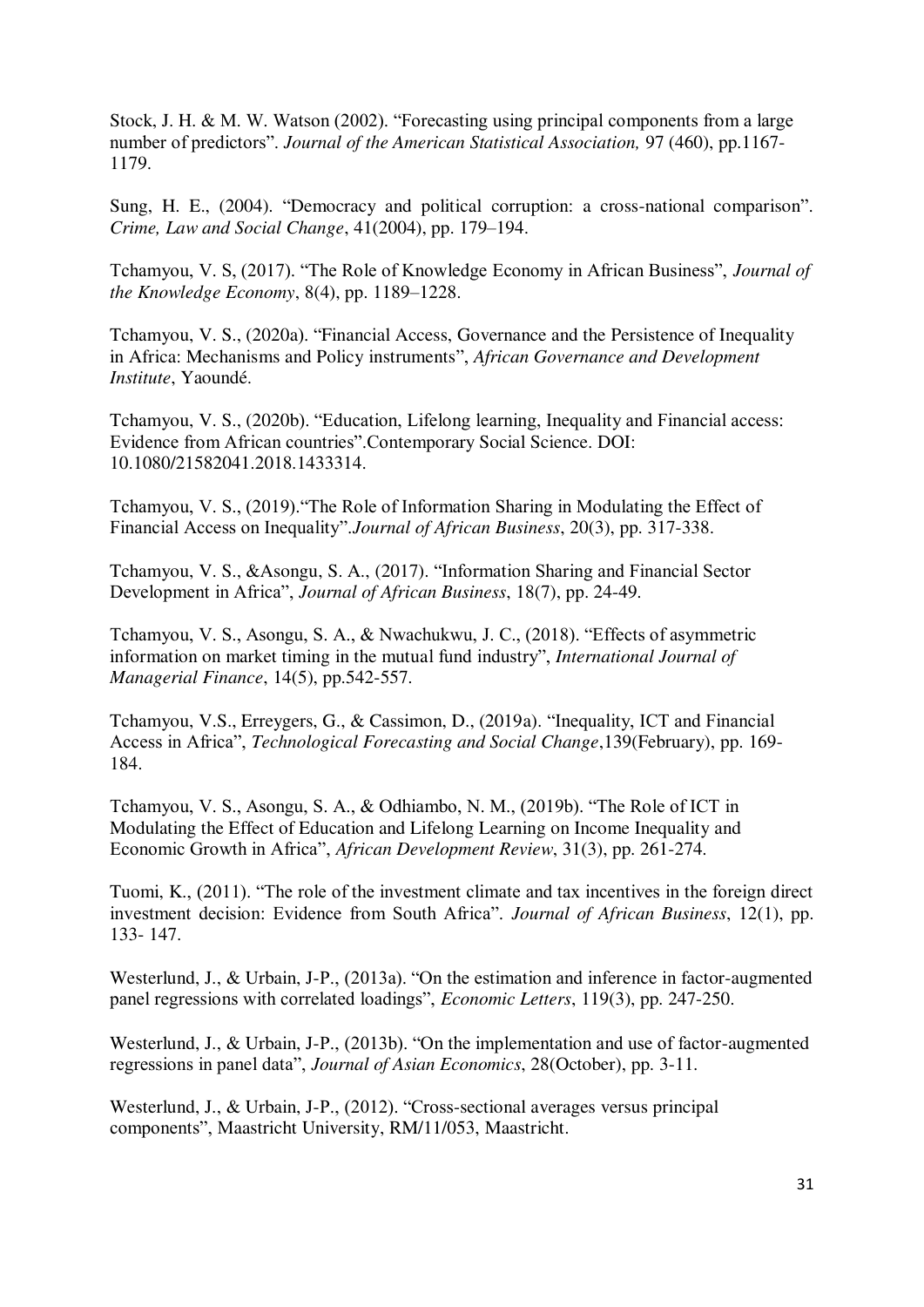Stock, J. H. & M. W. Watson (2002). "Forecasting using principal components from a large number of predictors". *Journal of the American Statistical Association,* 97 (460), pp.1167-1179.

Sung, H. E., (2004). "Democracy and political corruption: a cross-national comparison". *Crime, Law and Social Change*, 41(2004), pp. 179–194.

Tchamyou, V. S, (2017). "The Role of Knowledge Economy in African Business", *Journal of the Knowledge Economy*, 8(4), pp. 1189–1228.

Tchamyou, V. S., (2020a). "Financial Access, Governance and the Persistence of Inequality in Africa: Mechanisms and Policy instruments", *African Governance and Development Institute*, Yaoundé.

Tchamyou, V. S., (2020b). "Education, Lifelong learning, Inequality and Financial access: Evidence from African countries".Contemporary Social Science. DOI: 10.1080/21582041.2018.1433314.

Tchamyou, V. S., (2019)."The Role of Information Sharing in Modulating the Effect of Financial Access on Inequality".*Journal of African Business*, 20(3), pp. 317-338.

Tchamyou, V. S., &Asongu, S. A., (2017). "Information Sharing and Financial Sector Development in Africa", *Journal of African Business*, 18(7), pp. 24-49.

Tchamyou, V. S., Asongu, S. A., & Nwachukwu, J. C., (2018). "Effects of asymmetric information on market timing in the mutual fund industry", *International Journal of Managerial Finance*, 14(5), pp.542-557.

Tchamyou, V.S., Erreygers, G., & Cassimon, D., (2019a). "Inequality, ICT and Financial Access in Africa", *Technological Forecasting and Social Change*,139(February), pp. 169-184.

Tchamyou, V. S., Asongu, S. A., & Odhiambo, N. M., (2019b). "The Role of ICT in Modulating the Effect of Education and Lifelong Learning on Income Inequality and Economic Growth in Africa", *African Development Review*, 31(3), pp. 261-274.

Tuomi, K., (2011). "The role of the investment climate and tax incentives in the foreign direct investment decision: Evidence from South Africa". *Journal of African Business*, 12(1), pp. 133- 147.

Westerlund, J., & Urbain, J-P., (2013a). "On the estimation and inference in factor-augmented panel regressions with correlated loadings", *Economic Letters*, 119(3), pp. 247-250.

Westerlund, J., & Urbain, J-P., (2013b). "On the implementation and use of factor-augmented regressions in panel data", *Journal of Asian Economics*, 28(October), pp. 3-11.

Westerlund, J., & Urbain, J-P., (2012). "Cross-sectional averages versus principal components", Maastricht University, RM/11/053, Maastricht.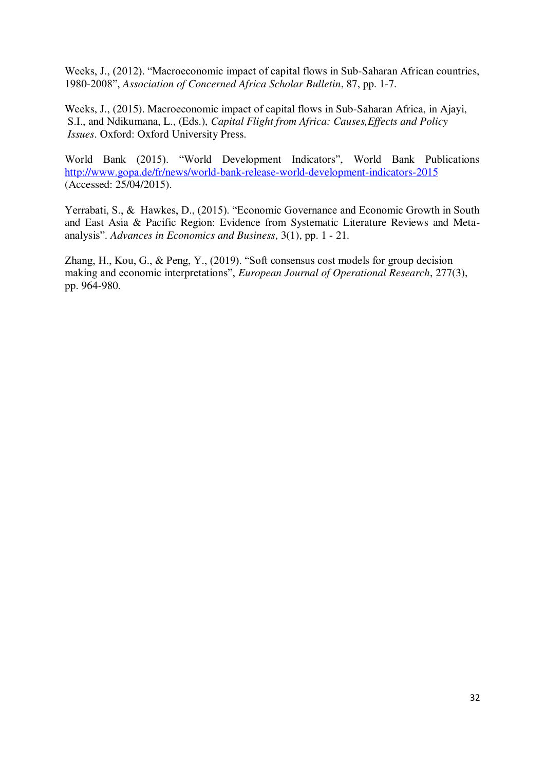Weeks, J., (2012). "Macroeconomic impact of capital flows in Sub-Saharan African countries, 1980-2008", *Association of Concerned Africa Scholar Bulletin*, 87, pp. 1-7.

Weeks, J., (2015). Macroeconomic impact of capital flows in Sub-Saharan Africa, in Ajayi, S.I., and Ndikumana, L., (Eds.), *Capital Flight from Africa: Causes,Effects and Policy Issues*. Oxford: Oxford University Press.

World Bank (2015). "World Development Indicators", World Bank Publications http://www.gopa.de/fr/news/world-bank-release-world-development-indicators-2015 (Accessed: 25/04/2015).

Yerrabati, S., & Hawkes, D., (2015). "Economic Governance and Economic Growth in South and East Asia & Pacific Region: Evidence from Systematic Literature Reviews and Meta-analysis". *Advances in Economics and Business*, 3(1), pp. 1 - 21.

Zhang, H., Kou, G., & Peng, Y., (2019). "Soft consensus cost models for group decision making and economic interpretations", *European Journal of Operational Research*, 277(3), pp. 964-980.